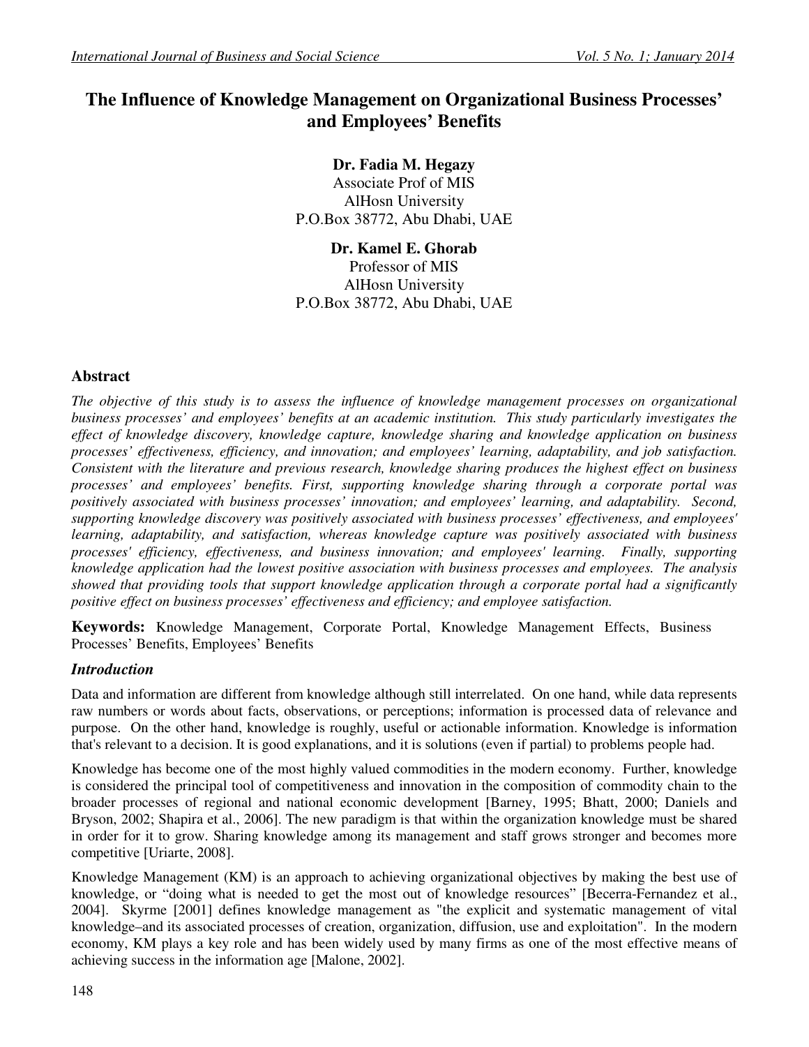# The Influence of Knowledge Management on Organizational Business Processes' and Employees' Benefits

**Dr. Fadia M. Hegazy**
Associate Prof of MIS
AlHosn University
P.O.Box 38772, Abu Dhabi, UAE

**Dr. Kamel E. Ghorab**
Professor of MIS
AlHosn University
P.O.Box 38772, Abu Dhabi, UAE

## Abstract

*The objective of this study is to assess the influence of knowledge management processes on organizational business processes' and employees' benefits at an academic institution. This study particularly investigates the effect of knowledge discovery, knowledge capture, knowledge sharing and knowledge application on business processes' effectiveness, efficiency, and innovation; and employees' learning, adaptability, and job satisfaction. Consistent with the literature and previous research, knowledge sharing produces the highest effect on business processes' and employees' benefits. First, supporting knowledge sharing through a corporate portal was positively associated with business processes' innovation; and employees' learning, and adaptability. Second, supporting knowledge discovery was positively associated with business processes' effectiveness, and employees' learning, adaptability, and satisfaction, whereas knowledge capture was positively associated with business processes' efficiency, effectiveness, and business innovation; and employees' learning. Finally, supporting knowledge application had the lowest positive association with business processes and employees. The analysis showed that providing tools that support knowledge application through a corporate portal had a significantly positive effect on business processes' effectiveness and efficiency; and employee satisfaction.*

**Keywords:** Knowledge Management, Corporate Portal, Knowledge Management Effects, Business Processes' Benefits, Employees' Benefits

## *Introduction*

Data and information are different from knowledge although still interrelated. On one hand, while data represents raw numbers or words about facts, observations, or perceptions; information is processed data of relevance and purpose. On the other hand, knowledge is roughly, useful or actionable information. Knowledge is information that's relevant to a decision. It is good explanations, and it is solutions (even if partial) to problems people had.

Knowledge has become one of the most highly valued commodities in the modern economy. Further, knowledge is considered the principal tool of competitiveness and innovation in the composition of commodity chain to the broader processes of regional and national economic development [Barney, 1995; Bhatt, 2000; Daniels and Bryson, 2002; Shapira et al., 2006]. The new paradigm is that within the organization knowledge must be shared in order for it to grow. Sharing knowledge among its management and staff grows stronger and becomes more competitive [Uriarte, 2008].

Knowledge Management (KM) is an approach to achieving organizational objectives by making the best use of knowledge, or "doing what is needed to get the most out of knowledge resources" [Becerra-Fernandez et al., 2004]. Skyrme [2001] defines knowledge management as "the explicit and systematic management of vital knowledge–and its associated processes of creation, organization, diffusion, use and exploitation". In the modern economy, KM plays a key role and has been widely used by many firms as one of the most effective means of achieving success in the information age [Malone, 2002].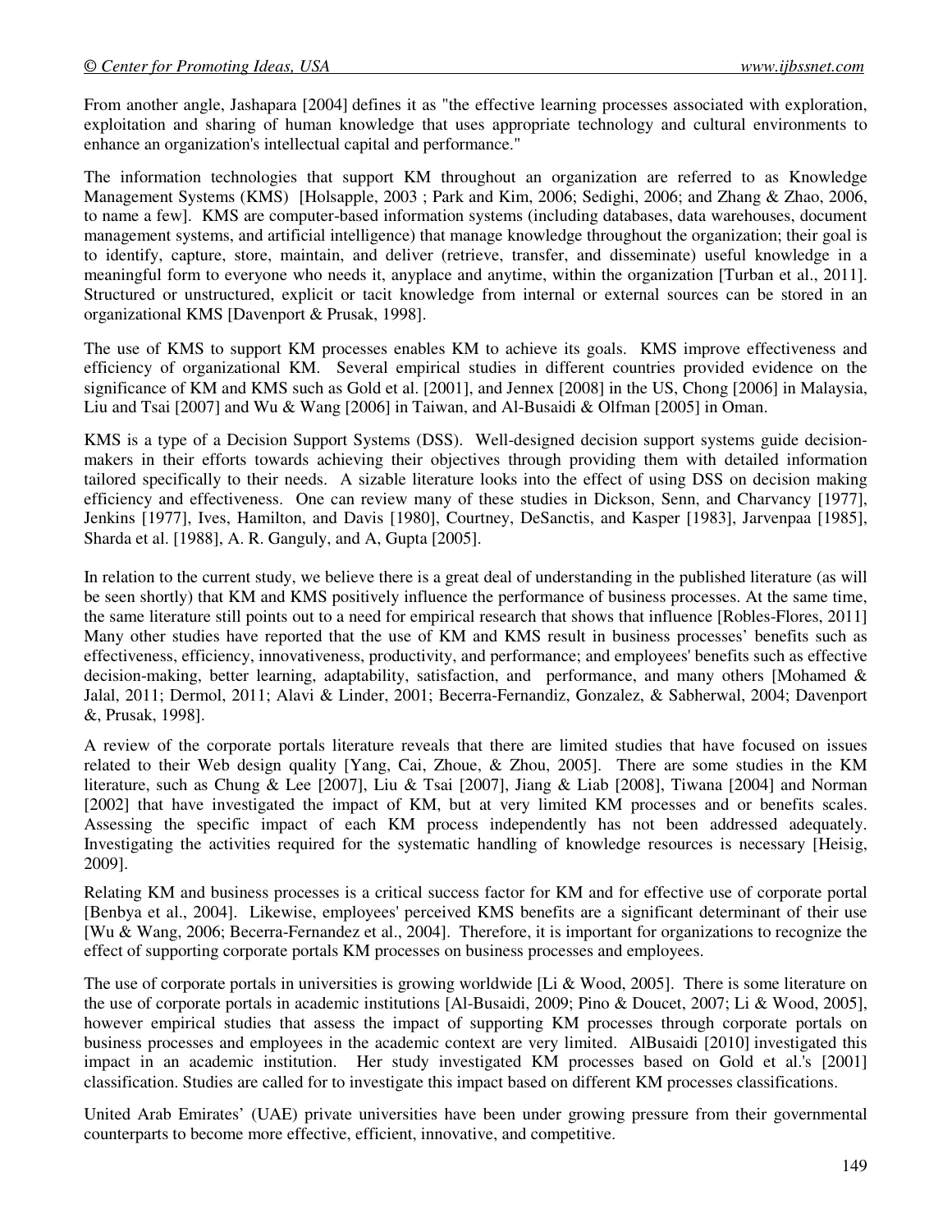From another angle, Jashapara [2004] defines it as "the effective learning processes associated with exploration, exploitation and sharing of human knowledge that uses appropriate technology and cultural environments to enhance an organization's intellectual capital and performance."

The information technologies that support KM throughout an organization are referred to as Knowledge Management Systems (KMS) [Holsapple, 2003 ; Park and Kim, 2006; Sedighi, 2006; and Zhang & Zhao, 2006, to name a few]. KMS are computer-based information systems (including databases, data warehouses, document management systems, and artificial intelligence) that manage knowledge throughout the organization; their goal is to identify, capture, store, maintain, and deliver (retrieve, transfer, and disseminate) useful knowledge in a meaningful form to everyone who needs it, anyplace and anytime, within the organization [Turban et al., 2011]. Structured or unstructured, explicit or tacit knowledge from internal or external sources can be stored in an organizational KMS [Davenport & Prusak, 1998].

The use of KMS to support KM processes enables KM to achieve its goals. KMS improve effectiveness and efficiency of organizational KM. Several empirical studies in different countries provided evidence on the significance of KM and KMS such as Gold et al. [2001], and Jennex [2008] in the US, Chong [2006] in Malaysia, Liu and Tsai [2007] and Wu & Wang [2006] in Taiwan, and Al-Busaidi & Olfman [2005] in Oman.

KMS is a type of a Decision Support Systems (DSS). Well-designed decision support systems guide decision-makers in their efforts towards achieving their objectives through providing them with detailed information tailored specifically to their needs. A sizable literature looks into the effect of using DSS on decision making efficiency and effectiveness. One can review many of these studies in Dickson, Senn, and Charvancy [1977], Jenkins [1977], Ives, Hamilton, and Davis [1980], Courtney, DeSanctis, and Kasper [1983], Jarvenpaa [1985], Sharda et al. [1988], A. R. Ganguly, and A, Gupta [2005].

In relation to the current study, we believe there is a great deal of understanding in the published literature (as will be seen shortly) that KM and KMS positively influence the performance of business processes. At the same time, the same literature still points out to a need for empirical research that shows that influence [Robles-Flores, 2011] Many other studies have reported that the use of KM and KMS result in business processes' benefits such as effectiveness, efficiency, innovativeness, productivity, and performance; and employees' benefits such as effective decision-making, better learning, adaptability, satisfaction, and performance, and many others [Mohamed & Jalal, 2011; Dermol, 2011; Alavi & Linder, 2001; Becerra-Fernandiz, Gonzalez, & Sabherwal, 2004; Davenport &, Prusak, 1998].

A review of the corporate portals literature reveals that there are limited studies that have focused on issues related to their Web design quality [Yang, Cai, Zhoue, & Zhou, 2005]. There are some studies in the KM literature, such as Chung & Lee [2007], Liu & Tsai [2007], Jiang & Liab [2008], Tiwana [2004] and Norman [2002] that have investigated the impact of KM, but at very limited KM processes and or benefits scales. Assessing the specific impact of each KM process independently has not been addressed adequately. Investigating the activities required for the systematic handling of knowledge resources is necessary [Heisig, 2009].

Relating KM and business processes is a critical success factor for KM and for effective use of corporate portal [Benbya et al., 2004]. Likewise, employees' perceived KMS benefits are a significant determinant of their use [Wu & Wang, 2006; Becerra-Fernandez et al., 2004]. Therefore, it is important for organizations to recognize the effect of supporting corporate portals KM processes on business processes and employees.

The use of corporate portals in universities is growing worldwide [Li & Wood, 2005]. There is some literature on the use of corporate portals in academic institutions [Al-Busaidi, 2009; Pino & Doucet, 2007; Li & Wood, 2005], however empirical studies that assess the impact of supporting KM processes through corporate portals on business processes and employees in the academic context are very limited. AlBusaidi [2010] investigated this impact in an academic institution. Her study investigated KM processes based on Gold et al.'s [2001] classification. Studies are called for to investigate this impact based on different KM processes classifications.

United Arab Emirates' (UAE) private universities have been under growing pressure from their governmental counterparts to become more effective, efficient, innovative, and competitive.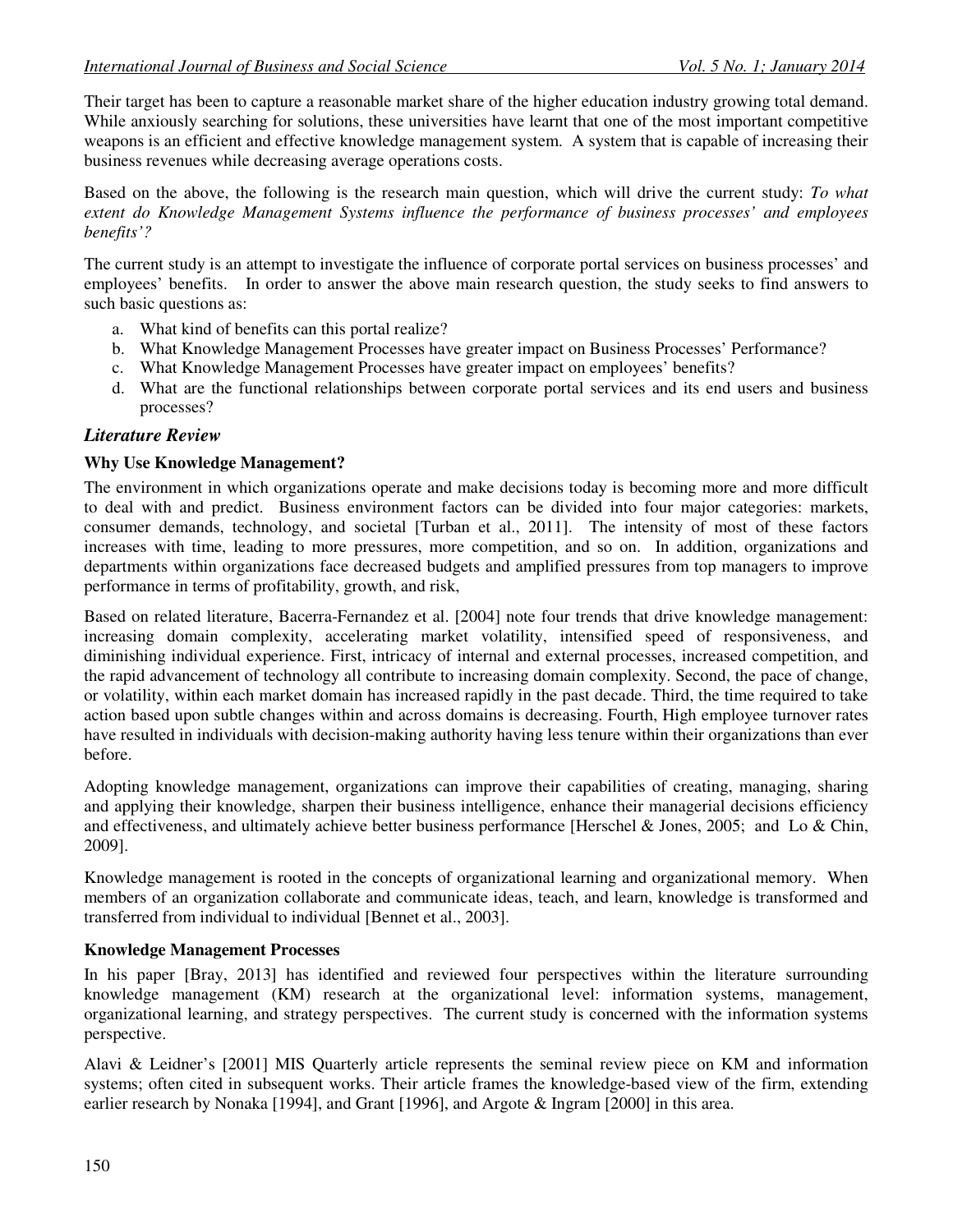Their target has been to capture a reasonable market share of the higher education industry growing total demand. While anxiously searching for solutions, these universities have learnt that one of the most important competitive weapons is an efficient and effective knowledge management system. A system that is capable of increasing their business revenues while decreasing average operations costs.

Based on the above, the following is the research main question, which will drive the current study: *To what extent do Knowledge Management Systems influence the performance of business processes' and employees benefits'?*

The current study is an attempt to investigate the influence of corporate portal services on business processes' and employees' benefits. In order to answer the above main research question, the study seeks to find answers to such basic questions as:

a. What kind of benefits can this portal realize?
b. What Knowledge Management Processes have greater impact on Business Processes' Performance?
c. What Knowledge Management Processes have greater impact on employees' benefits?
d. What are the functional relationships between corporate portal services and its end users and business processes?

## *Literature Review*

### Why Use Knowledge Management?

The environment in which organizations operate and make decisions today is becoming more and more difficult to deal with and predict. Business environment factors can be divided into four major categories: markets, consumer demands, technology, and societal [Turban et al., 2011]. The intensity of most of these factors increases with time, leading to more pressures, more competition, and so on. In addition, organizations and departments within organizations face decreased budgets and amplified pressures from top managers to improve performance in terms of profitability, growth, and risk,

Based on related literature, Bacerra-Fernandez et al. [2004] note four trends that drive knowledge management: increasing domain complexity, accelerating market volatility, intensified speed of responsiveness, and diminishing individual experience. First, intricacy of internal and external processes, increased competition, and the rapid advancement of technology all contribute to increasing domain complexity. Second, the pace of change, or volatility, within each market domain has increased rapidly in the past decade. Third, the time required to take action based upon subtle changes within and across domains is decreasing. Fourth, High employee turnover rates have resulted in individuals with decision-making authority having less tenure within their organizations than ever before.

Adopting knowledge management, organizations can improve their capabilities of creating, managing, sharing and applying their knowledge, sharpen their business intelligence, enhance their managerial decisions efficiency and effectiveness, and ultimately achieve better business performance [Herschel & Jones, 2005; and Lo & Chin, 2009].

Knowledge management is rooted in the concepts of organizational learning and organizational memory. When members of an organization collaborate and communicate ideas, teach, and learn, knowledge is transformed and transferred from individual to individual [Bennet et al., 2003].

### Knowledge Management Processes

In his paper [Bray, 2013] has identified and reviewed four perspectives within the literature surrounding knowledge management (KM) research at the organizational level: information systems, management, organizational learning, and strategy perspectives. The current study is concerned with the information systems perspective.

Alavi & Leidner's [2001] MIS Quarterly article represents the seminal review piece on KM and information systems; often cited in subsequent works. Their article frames the knowledge-based view of the firm, extending earlier research by Nonaka [1994], and Grant [1996], and Argote & Ingram [2000] in this area.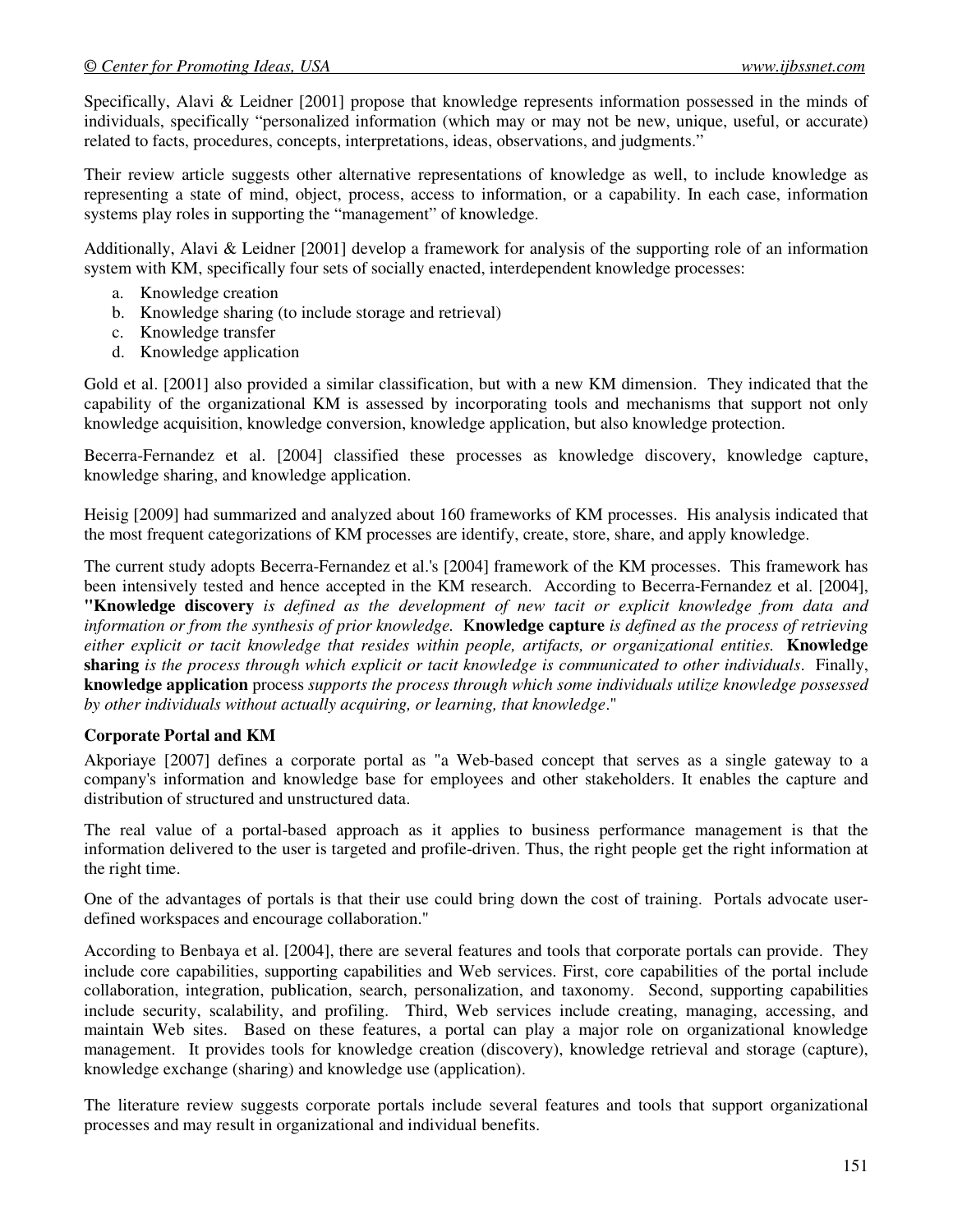Specifically, Alavi & Leidner [2001] propose that knowledge represents information possessed in the minds of individuals, specifically "personalized information (which may or may not be new, unique, useful, or accurate) related to facts, procedures, concepts, interpretations, ideas, observations, and judgments."

Their review article suggests other alternative representations of knowledge as well, to include knowledge as representing a state of mind, object, process, access to information, or a capability. In each case, information systems play roles in supporting the "management" of knowledge.

Additionally, Alavi & Leidner [2001] develop a framework for analysis of the supporting role of an information system with KM, specifically four sets of socially enacted, interdependent knowledge processes:

a. Knowledge creation
b. Knowledge sharing (to include storage and retrieval)
c. Knowledge transfer
d. Knowledge application

Gold et al. [2001] also provided a similar classification, but with a new KM dimension. They indicated that the capability of the organizational KM is assessed by incorporating tools and mechanisms that support not only knowledge acquisition, knowledge conversion, knowledge application, but also knowledge protection.

Becerra-Fernandez et al. [2004] classified these processes as knowledge discovery, knowledge capture, knowledge sharing, and knowledge application.

Heisig [2009] had summarized and analyzed about 160 frameworks of KM processes. His analysis indicated that the most frequent categorizations of KM processes are identify, create, store, share, and apply knowledge.

The current study adopts Becerra-Fernandez et al.'s [2004] framework of the KM processes. This framework has been intensively tested and hence accepted in the KM research. According to Becerra-Fernandez et al. [2004], **"Knowledge discovery** *is defined as the development of new tacit or explicit knowledge from data and information or from the synthesis of prior knowledge.* **Knowledge capture** *is defined as the process of retrieving either explicit or tacit knowledge that resides within people, artifacts, or organizational entities.* **Knowledge sharing** *is the process through which explicit or tacit knowledge is communicated to other individuals*. Finally, **knowledge application** process *supports the process through which some individuals utilize knowledge possessed by other individuals without actually acquiring, or learning, that knowledge*."

### Corporate Portal and KM

Akporiaye [2007] defines a corporate portal as "a Web-based concept that serves as a single gateway to a company's information and knowledge base for employees and other stakeholders. It enables the capture and distribution of structured and unstructured data.

The real value of a portal-based approach as it applies to business performance management is that the information delivered to the user is targeted and profile-driven. Thus, the right people get the right information at the right time.

One of the advantages of portals is that their use could bring down the cost of training. Portals advocate user-defined workspaces and encourage collaboration."

According to Benbaya et al. [2004], there are several features and tools that corporate portals can provide. They include core capabilities, supporting capabilities and Web services. First, core capabilities of the portal include collaboration, integration, publication, search, personalization, and taxonomy. Second, supporting capabilities include security, scalability, and profiling. Third, Web services include creating, managing, accessing, and maintain Web sites. Based on these features, a portal can play a major role on organizational knowledge management. It provides tools for knowledge creation (discovery), knowledge retrieval and storage (capture), knowledge exchange (sharing) and knowledge use (application).

The literature review suggests corporate portals include several features and tools that support organizational processes and may result in organizational and individual benefits.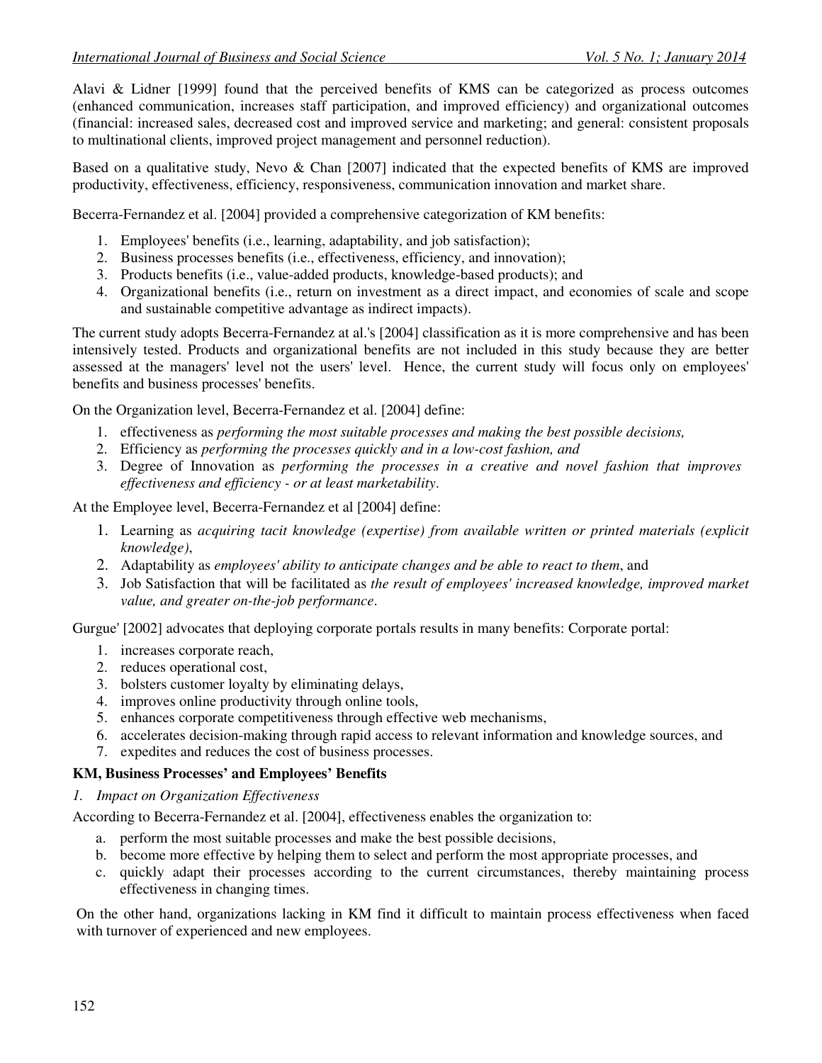Alavi & Lidner [1999] found that the perceived benefits of KMS can be categorized as process outcomes (enhanced communication, increases staff participation, and improved efficiency) and organizational outcomes (financial: increased sales, decreased cost and improved service and marketing; and general: consistent proposals to multinational clients, improved project management and personnel reduction).

Based on a qualitative study, Nevo & Chan [2007] indicated that the expected benefits of KMS are improved productivity, effectiveness, efficiency, responsiveness, communication innovation and market share.

Becerra-Fernandez et al. [2004] provided a comprehensive categorization of KM benefits:

1. Employees' benefits (i.e., learning, adaptability, and job satisfaction);
2. Business processes benefits (i.e., effectiveness, efficiency, and innovation);
3. Products benefits (i.e., value-added products, knowledge-based products); and
4. Organizational benefits (i.e., return on investment as a direct impact, and economies of scale and scope and sustainable competitive advantage as indirect impacts).

The current study adopts Becerra-Fernandez at al.'s [2004] classification as it is more comprehensive and has been intensively tested. Products and organizational benefits are not included in this study because they are better assessed at the managers' level not the users' level. Hence, the current study will focus only on employees' benefits and business processes' benefits.

On the Organization level, Becerra-Fernandez et al. [2004] define:

1. effectiveness as *performing the most suitable processes and making the best possible decisions,*
2. Efficiency as *performing the processes quickly and in a low-cost fashion, and*
3. Degree of Innovation as *performing the processes in a creative and novel fashion that improves effectiveness and efficiency - or at least marketability*.

At the Employee level, Becerra-Fernandez et al [2004] define:

1. Learning as *acquiring tacit knowledge (expertise) from available written or printed materials (explicit knowledge)*,
2. Adaptability as *employees' ability to anticipate changes and be able to react to them*, and
3. Job Satisfaction that will be facilitated as *the result of employees' increased knowledge, improved market value, and greater on-the-job performance*.

Gurgue' [2002] advocates that deploying corporate portals results in many benefits: Corporate portal:

1. increases corporate reach,
2. reduces operational cost,
3. bolsters customer loyalty by eliminating delays,
4. improves online productivity through online tools,
5. enhances corporate competitiveness through effective web mechanisms,
6. accelerates decision-making through rapid access to relevant information and knowledge sources, and
7. expedites and reduces the cost of business processes.

**KM, Business Processes' and Employees' Benefits**

*1. Impact on Organization Effectiveness*

According to Becerra-Fernandez et al. [2004], effectiveness enables the organization to:

a. perform the most suitable processes and make the best possible decisions,
b. become more effective by helping them to select and perform the most appropriate processes, and
c. quickly adapt their processes according to the current circumstances, thereby maintaining process effectiveness in changing times.

On the other hand, organizations lacking in KM find it difficult to maintain process effectiveness when faced with turnover of experienced and new employees.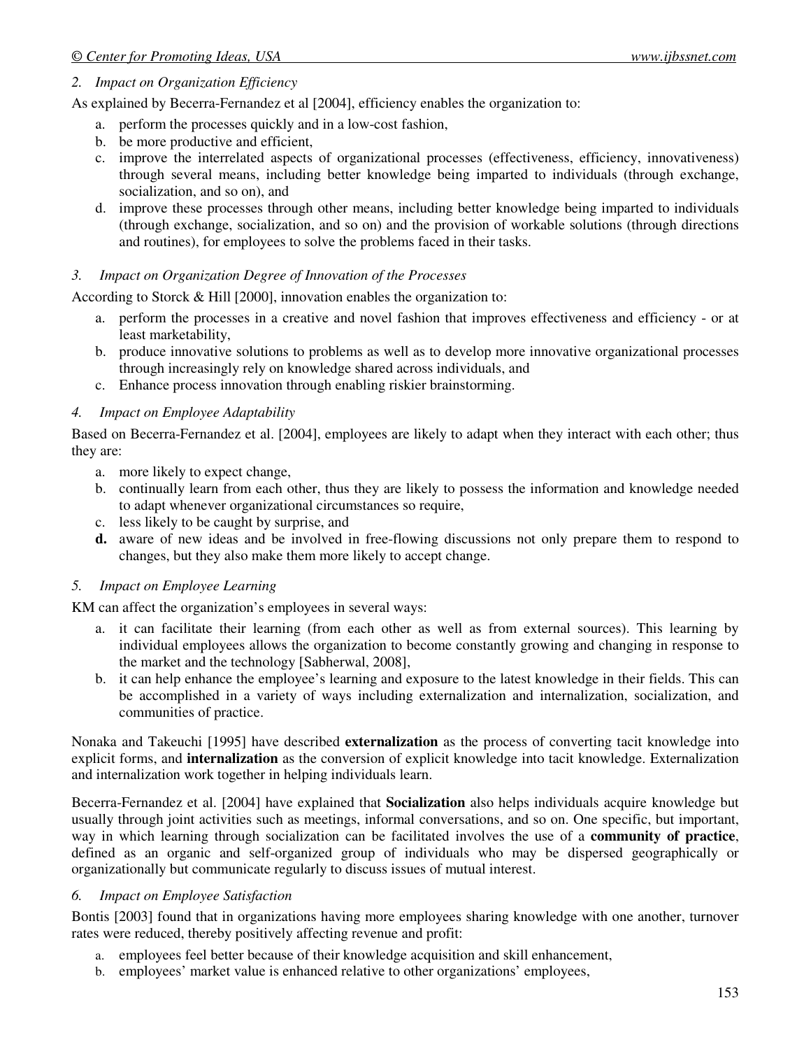*2. Impact on Organization Efficiency*

As explained by Becerra-Fernandez et al [2004], efficiency enables the organization to:

a. perform the processes quickly and in a low-cost fashion,
b. be more productive and efficient,
c. improve the interrelated aspects of organizational processes (effectiveness, efficiency, innovativeness) through several means, including better knowledge being imparted to individuals (through exchange, socialization, and so on), and
d. improve these processes through other means, including better knowledge being imparted to individuals (through exchange, socialization, and so on) and the provision of workable solutions (through directions and routines), for employees to solve the problems faced in their tasks.

*3. Impact on Organization Degree of Innovation of the Processes*

According to Storck & Hill [2000], innovation enables the organization to:

a. perform the processes in a creative and novel fashion that improves effectiveness and efficiency - or at least marketability,
b. produce innovative solutions to problems as well as to develop more innovative organizational processes through increasingly rely on knowledge shared across individuals, and
c. Enhance process innovation through enabling riskier brainstorming.

*4. Impact on Employee Adaptability*

Based on Becerra-Fernandez et al. [2004], employees are likely to adapt when they interact with each other; thus they are:

a. more likely to expect change,
b. continually learn from each other, thus they are likely to possess the information and knowledge needed to adapt whenever organizational circumstances so require,
c. less likely to be caught by surprise, and
d. aware of new ideas and be involved in free-flowing discussions not only prepare them to respond to changes, but they also make them more likely to accept change.

*5. Impact on Employee Learning*

KM can affect the organization's employees in several ways:

a. it can facilitate their learning (from each other as well as from external sources). This learning by individual employees allows the organization to become constantly growing and changing in response to the market and the technology [Sabherwal, 2008],
b. it can help enhance the employee's learning and exposure to the latest knowledge in their fields. This can be accomplished in a variety of ways including externalization and internalization, socialization, and communities of practice.

Nonaka and Takeuchi [1995] have described **externalization** as the process of converting tacit knowledge into explicit forms, and **internalization** as the conversion of explicit knowledge into tacit knowledge. Externalization and internalization work together in helping individuals learn.

Becerra-Fernandez et al. [2004] have explained that **Socialization** also helps individuals acquire knowledge but usually through joint activities such as meetings, informal conversations, and so on. One specific, but important, way in which learning through socialization can be facilitated involves the use of a **community of practice**, defined as an organic and self-organized group of individuals who may be dispersed geographically or organizationally but communicate regularly to discuss issues of mutual interest.

*6. Impact on Employee Satisfaction*

Bontis [2003] found that in organizations having more employees sharing knowledge with one another, turnover rates were reduced, thereby positively affecting revenue and profit:

a. employees feel better because of their knowledge acquisition and skill enhancement,
b. employees' market value is enhanced relative to other organizations' employees,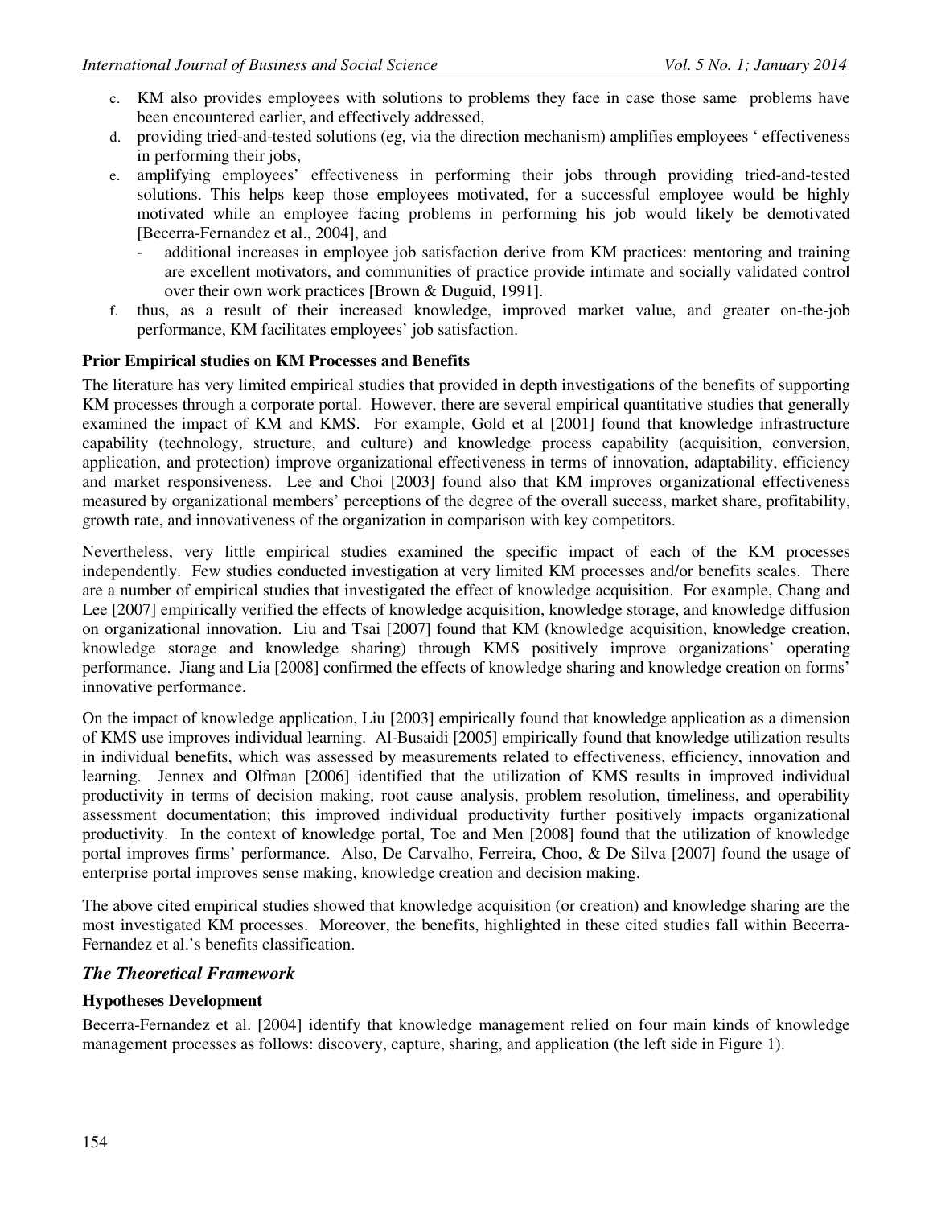c. KM also provides employees with solutions to problems they face in case those same problems have been encountered earlier, and effectively addressed,
d. providing tried-and-tested solutions (eg, via the direction mechanism) amplifies employees ' effectiveness in performing their jobs,
e. amplifying employees' effectiveness in performing their jobs through providing tried-and-tested solutions. This helps keep those employees motivated, for a successful employee would be highly motivated while an employee facing problems in performing his job would likely be demotivated [Becerra-Fernandez et al., 2004], and
    - additional increases in employee job satisfaction derive from KM practices: mentoring and training are excellent motivators, and communities of practice provide intimate and socially validated control over their own work practices [Brown & Duguid, 1991].
f. thus, as a result of their increased knowledge, improved market value, and greater on-the-job performance, KM facilitates employees' job satisfaction.

**Prior Empirical studies on KM Processes and Benefits**

The literature has very limited empirical studies that provided in depth investigations of the benefits of supporting KM processes through a corporate portal. However, there are several empirical quantitative studies that generally examined the impact of KM and KMS. For example, Gold et al [2001] found that knowledge infrastructure capability (technology, structure, and culture) and knowledge process capability (acquisition, conversion, application, and protection) improve organizational effectiveness in terms of innovation, adaptability, efficiency and market responsiveness. Lee and Choi [2003] found also that KM improves organizational effectiveness measured by organizational members' perceptions of the degree of the overall success, market share, profitability, growth rate, and innovativeness of the organization in comparison with key competitors.

Nevertheless, very little empirical studies examined the specific impact of each of the KM processes independently. Few studies conducted investigation at very limited KM processes and/or benefits scales. There are a number of empirical studies that investigated the effect of knowledge acquisition. For example, Chang and Lee [2007] empirically verified the effects of knowledge acquisition, knowledge storage, and knowledge diffusion on organizational innovation. Liu and Tsai [2007] found that KM (knowledge acquisition, knowledge creation, knowledge storage and knowledge sharing) through KMS positively improve organizations' operating performance. Jiang and Lia [2008] confirmed the effects of knowledge sharing and knowledge creation on forms' innovative performance.

On the impact of knowledge application, Liu [2003] empirically found that knowledge application as a dimension of KMS use improves individual learning. Al-Busaidi [2005] empirically found that knowledge utilization results in individual benefits, which was assessed by measurements related to effectiveness, efficiency, innovation and learning. Jennex and Olfman [2006] identified that the utilization of KMS results in improved individual productivity in terms of decision making, root cause analysis, problem resolution, timeliness, and operability assessment documentation; this improved individual productivity further positively impacts organizational productivity. In the context of knowledge portal, Toe and Men [2008] found that the utilization of knowledge portal improves firms' performance. Also, De Carvalho, Ferreira, Choo, & De Silva [2007] found the usage of enterprise portal improves sense making, knowledge creation and decision making.

The above cited empirical studies showed that knowledge acquisition (or creation) and knowledge sharing are the most investigated KM processes. Moreover, the benefits, highlighted in these cited studies fall within Becerra-Fernandez et al.'s benefits classification.

## *The Theoretical Framework*

**Hypotheses Development**

Becerra-Fernandez et al. [2004] identify that knowledge management relied on four main kinds of knowledge management processes as follows: discovery, capture, sharing, and application (the left side in Figure 1).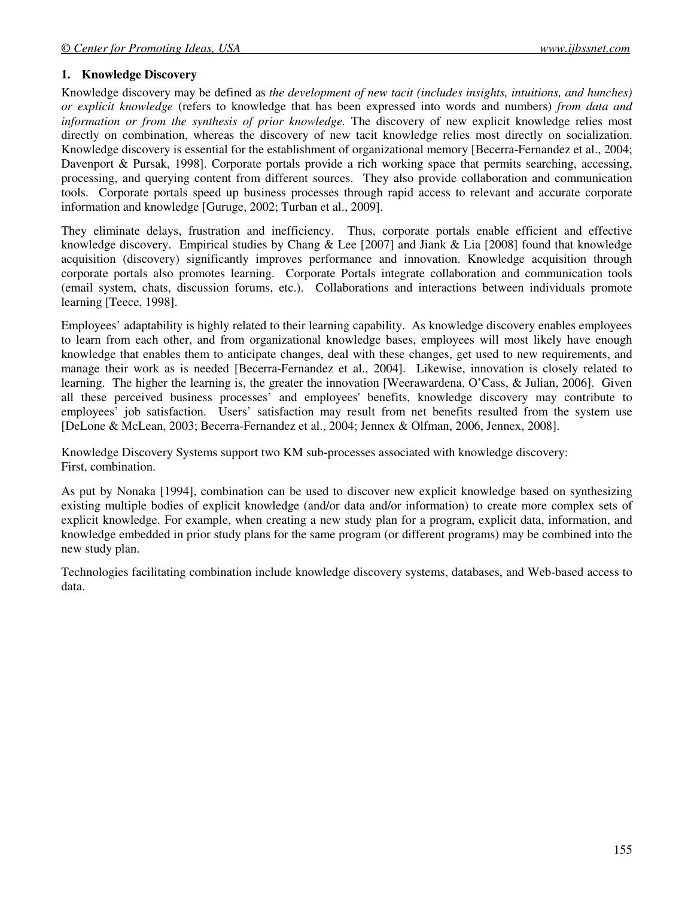### 1. Knowledge Discovery

Knowledge discovery may be defined as *the development of new tacit (includes insights, intuitions, and hunches) or explicit knowledge* (refers to knowledge that has been expressed into words and numbers) *from data and information or from the synthesis of prior knowledge.* The discovery of new explicit knowledge relies most directly on combination, whereas the discovery of new tacit knowledge relies most directly on socialization. Knowledge discovery is essential for the establishment of organizational memory [Becerra-Fernandez et al., 2004; Davenport & Pursak, 1998]. Corporate portals provide a rich working space that permits searching, accessing, processing, and querying content from different sources. They also provide collaboration and communication tools. Corporate portals speed up business processes through rapid access to relevant and accurate corporate information and knowledge [Guruge, 2002; Turban et al., 2009].

They eliminate delays, frustration and inefficiency. Thus, corporate portals enable efficient and effective knowledge discovery. Empirical studies by Chang & Lee [2007] and Jiank & Lia [2008] found that knowledge acquisition (discovery) significantly improves performance and innovation. Knowledge acquisition through corporate portals also promotes learning. Corporate Portals integrate collaboration and communication tools (email system, chats, discussion forums, etc.). Collaborations and interactions between individuals promote learning [Teece, 1998].

Employees' adaptability is highly related to their learning capability. As knowledge discovery enables employees to learn from each other, and from organizational knowledge bases, employees will most likely have enough knowledge that enables them to anticipate changes, deal with these changes, get used to new requirements, and manage their work as is needed [Becerra-Fernandez et al., 2004]. Likewise, innovation is closely related to learning. The higher the learning is, the greater the innovation [Weerawardena, O'Cass, & Julian, 2006]. Given all these perceived business processes' and employees' benefits, knowledge discovery may contribute to employees' job satisfaction. Users' satisfaction may result from net benefits resulted from the system use [DeLone & McLean, 2003; Becerra-Fernandez et al., 2004; Jennex & Olfman, 2006, Jennex, 2008].

Knowledge Discovery Systems support two KM sub-processes associated with knowledge discovery:
First, combination.

As put by Nonaka [1994], combination can be used to discover new explicit knowledge based on synthesizing existing multiple bodies of explicit knowledge (and/or data and/or information) to create more complex sets of explicit knowledge. For example, when creating a new study plan for a program, explicit data, information, and knowledge embedded in prior study plans for the same program (or different programs) may be combined into the new study plan.

Technologies facilitating combination include knowledge discovery systems, databases, and Web-based access to data.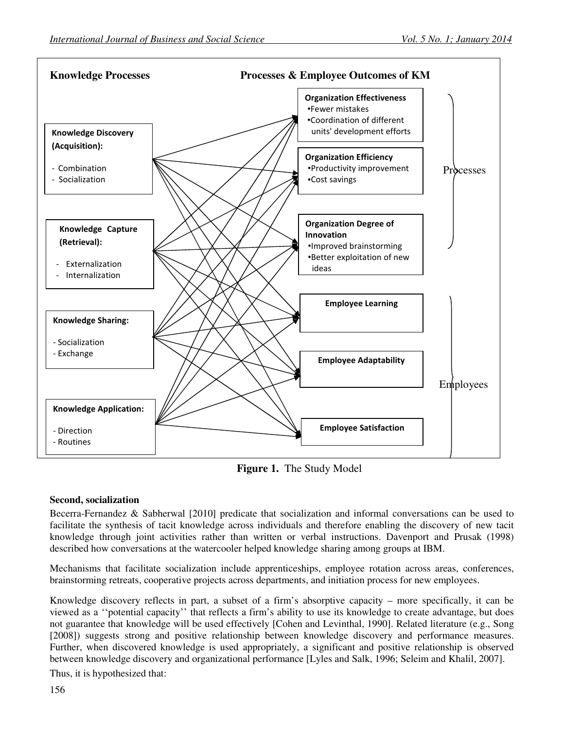**Knowledge Processes** — **Processes & Employee Outcomes of KM**

**Knowledge Discovery (Acquisition):**
- Combination
- Socialization

**Knowledge Capture (Retrieval):**
- Externalization
- Internalization

**Knowledge Sharing:**
- Socialization
- Exchange

**Knowledge Application:**
- Direction
- Routines

Processes:

**Organization Effectiveness**
- Fewer mistakes
- Coordination of different units' development efforts

**Organization Efficiency**
- Productivity improvement
- Cost savings

**Organization Degree of Innovation**
- Improved brainstorming
- Better exploitation of new ideas

Employees:

**Employee Learning**

**Employee Adaptability**

**Employee Satisfaction**

**Figure 1.** The Study Model

**Second, socialization**

Becerra-Fernandez & Sabherwal [2010] predicate that socialization and informal conversations can be used to facilitate the synthesis of tacit knowledge across individuals and therefore enabling the discovery of new tacit knowledge through joint activities rather than written or verbal instructions. Davenport and Prusak (1998) described how conversations at the watercooler helped knowledge sharing among groups at IBM.

Mechanisms that facilitate socialization include apprenticeships, employee rotation across areas, conferences, brainstorming retreats, cooperative projects across departments, and initiation process for new employees.

Knowledge discovery reflects in part, a subset of a firm's absorptive capacity – more specifically, it can be viewed as a ''potential capacity'' that reflects a firm's ability to use its knowledge to create advantage, but does not guarantee that knowledge will be used effectively [Cohen and Levinthal, 1990]. Related literature (e.g., Song [2008]) suggests strong and positive relationship between knowledge discovery and performance measures. Further, when discovered knowledge is used appropriately, a significant and positive relationship is observed between knowledge discovery and organizational performance [Lyles and Salk, 1996; Seleim and Khalil, 2007].

Thus, it is hypothesized that: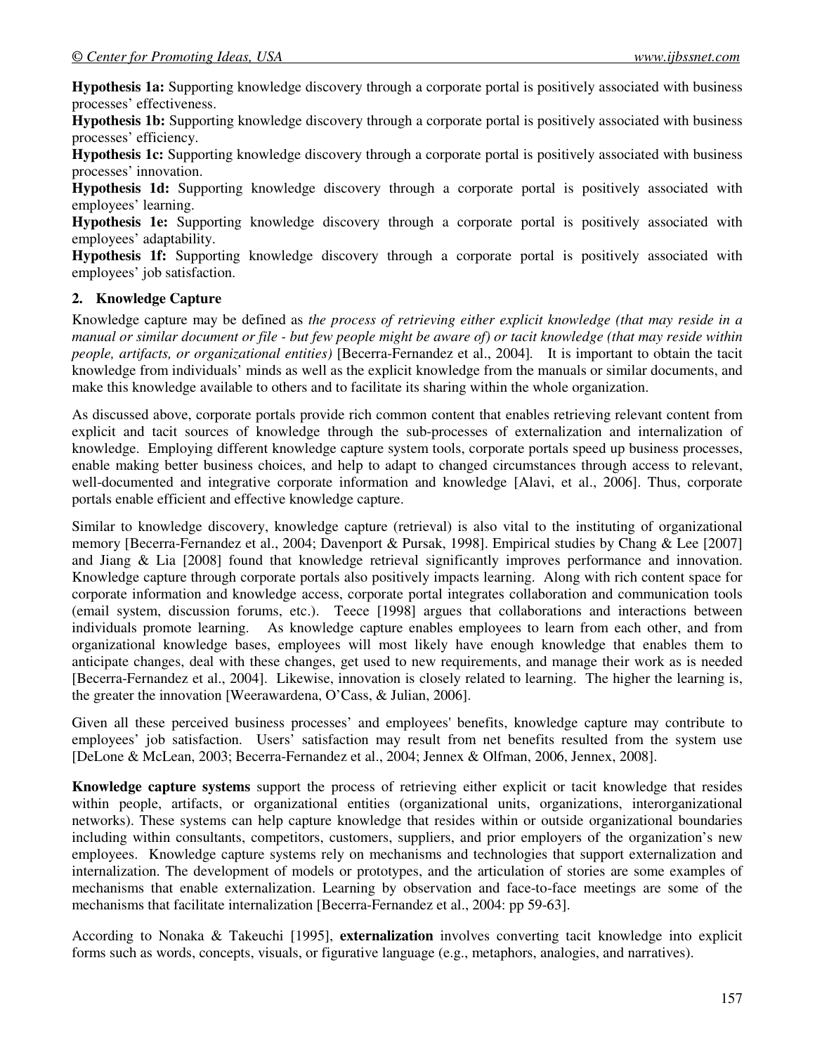**Hypothesis 1a:** Supporting knowledge discovery through a corporate portal is positively associated with business processes' effectiveness.

**Hypothesis 1b:** Supporting knowledge discovery through a corporate portal is positively associated with business processes' efficiency.

**Hypothesis 1c:** Supporting knowledge discovery through a corporate portal is positively associated with business processes' innovation.

**Hypothesis 1d:** Supporting knowledge discovery through a corporate portal is positively associated with employees' learning.

**Hypothesis 1e:** Supporting knowledge discovery through a corporate portal is positively associated with employees' adaptability.

**Hypothesis 1f:** Supporting knowledge discovery through a corporate portal is positively associated with employees' job satisfaction.

## 2. Knowledge Capture

Knowledge capture may be defined as *the process of retrieving either explicit knowledge (that may reside in a manual or similar document or file - but few people might be aware of) or tacit knowledge (that may reside within people, artifacts, or organizational entities)* [Becerra-Fernandez et al., 2004]. It is important to obtain the tacit knowledge from individuals' minds as well as the explicit knowledge from the manuals or similar documents, and make this knowledge available to others and to facilitate its sharing within the whole organization.

As discussed above, corporate portals provide rich common content that enables retrieving relevant content from explicit and tacit sources of knowledge through the sub-processes of externalization and internalization of knowledge. Employing different knowledge capture system tools, corporate portals speed up business processes, enable making better business choices, and help to adapt to changed circumstances through access to relevant, well-documented and integrative corporate information and knowledge [Alavi, et al., 2006]. Thus, corporate portals enable efficient and effective knowledge capture.

Similar to knowledge discovery, knowledge capture (retrieval) is also vital to the instituting of organizational memory [Becerra-Fernandez et al., 2004; Davenport & Pursak, 1998]. Empirical studies by Chang & Lee [2007] and Jiang & Lia [2008] found that knowledge retrieval significantly improves performance and innovation. Knowledge capture through corporate portals also positively impacts learning. Along with rich content space for corporate information and knowledge access, corporate portal integrates collaboration and communication tools (email system, discussion forums, etc.). Teece [1998] argues that collaborations and interactions between individuals promote learning. As knowledge capture enables employees to learn from each other, and from organizational knowledge bases, employees will most likely have enough knowledge that enables them to anticipate changes, deal with these changes, get used to new requirements, and manage their work as is needed [Becerra-Fernandez et al., 2004]. Likewise, innovation is closely related to learning. The higher the learning is, the greater the innovation [Weerawardena, O'Cass, & Julian, 2006].

Given all these perceived business processes' and employees' benefits, knowledge capture may contribute to employees' job satisfaction. Users' satisfaction may result from net benefits resulted from the system use [DeLone & McLean, 2003; Becerra-Fernandez et al., 2004; Jennex & Olfman, 2006, Jennex, 2008].

**Knowledge capture systems** support the process of retrieving either explicit or tacit knowledge that resides within people, artifacts, or organizational entities (organizational units, organizations, interorganizational networks). These systems can help capture knowledge that resides within or outside organizational boundaries including within consultants, competitors, customers, suppliers, and prior employers of the organization's new employees. Knowledge capture systems rely on mechanisms and technologies that support externalization and internalization. The development of models or prototypes, and the articulation of stories are some examples of mechanisms that enable externalization. Learning by observation and face-to-face meetings are some of the mechanisms that facilitate internalization [Becerra-Fernandez et al., 2004: pp 59-63].

According to Nonaka & Takeuchi [1995], **externalization** involves converting tacit knowledge into explicit forms such as words, concepts, visuals, or figurative language (e.g., metaphors, analogies, and narratives).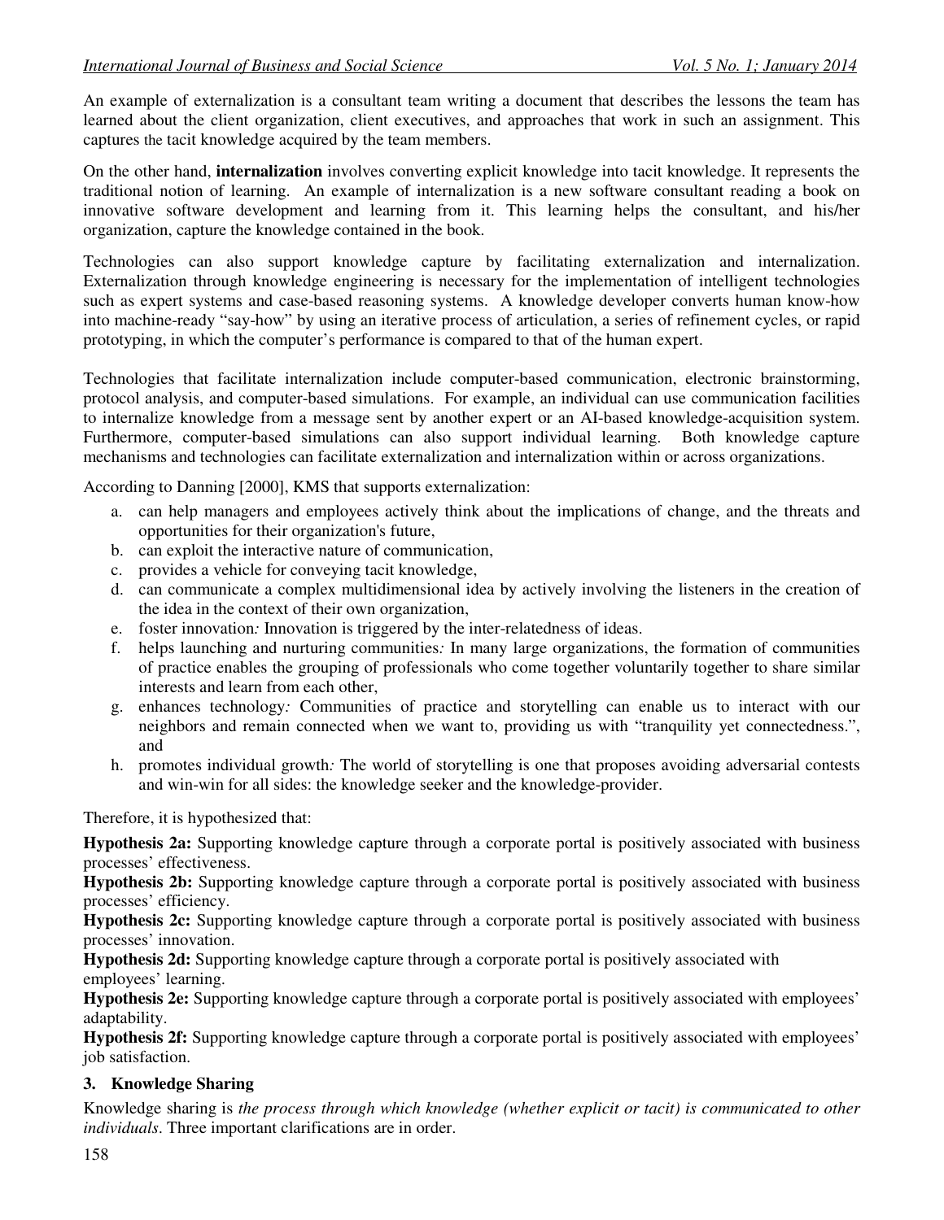An example of externalization is a consultant team writing a document that describes the lessons the team has learned about the client organization, client executives, and approaches that work in such an assignment. This captures the tacit knowledge acquired by the team members.

On the other hand, **internalization** involves converting explicit knowledge into tacit knowledge. It represents the traditional notion of learning. An example of internalization is a new software consultant reading a book on innovative software development and learning from it. This learning helps the consultant, and his/her organization, capture the knowledge contained in the book.

Technologies can also support knowledge capture by facilitating externalization and internalization. Externalization through knowledge engineering is necessary for the implementation of intelligent technologies such as expert systems and case-based reasoning systems. A knowledge developer converts human know-how into machine-ready "say-how" by using an iterative process of articulation, a series of refinement cycles, or rapid prototyping, in which the computer's performance is compared to that of the human expert.

Technologies that facilitate internalization include computer-based communication, electronic brainstorming, protocol analysis, and computer-based simulations. For example, an individual can use communication facilities to internalize knowledge from a message sent by another expert or an AI-based knowledge-acquisition system. Furthermore, computer-based simulations can also support individual learning. Both knowledge capture mechanisms and technologies can facilitate externalization and internalization within or across organizations.

According to Danning [2000], KMS that supports externalization:

a. can help managers and employees actively think about the implications of change, and the threats and opportunities for their organization's future,
b. can exploit the interactive nature of communication,
c. provides a vehicle for conveying tacit knowledge,
d. can communicate a complex multidimensional idea by actively involving the listeners in the creation of the idea in the context of their own organization,
e. foster innovation*:* Innovation is triggered by the inter-relatedness of ideas.
f. helps launching and nurturing communities*:* In many large organizations, the formation of communities of practice enables the grouping of professionals who come together voluntarily together to share similar interests and learn from each other,
g. enhances technology*:* Communities of practice and storytelling can enable us to interact with our neighbors and remain connected when we want to, providing us with "tranquility yet connectedness.", and
h. promotes individual growth*:* The world of storytelling is one that proposes avoiding adversarial contests and win-win for all sides: the knowledge seeker and the knowledge-provider.

Therefore, it is hypothesized that:

**Hypothesis 2a:** Supporting knowledge capture through a corporate portal is positively associated with business processes' effectiveness.
**Hypothesis 2b:** Supporting knowledge capture through a corporate portal is positively associated with business processes' efficiency.
**Hypothesis 2c:** Supporting knowledge capture through a corporate portal is positively associated with business processes' innovation.
**Hypothesis 2d:** Supporting knowledge capture through a corporate portal is positively associated with employees' learning.
**Hypothesis 2e:** Supporting knowledge capture through a corporate portal is positively associated with employees' adaptability.
**Hypothesis 2f:** Supporting knowledge capture through a corporate portal is positively associated with employees' job satisfaction.

### 3. Knowledge Sharing

Knowledge sharing is *the process through which knowledge (whether explicit or tacit) is communicated to other individuals*. Three important clarifications are in order.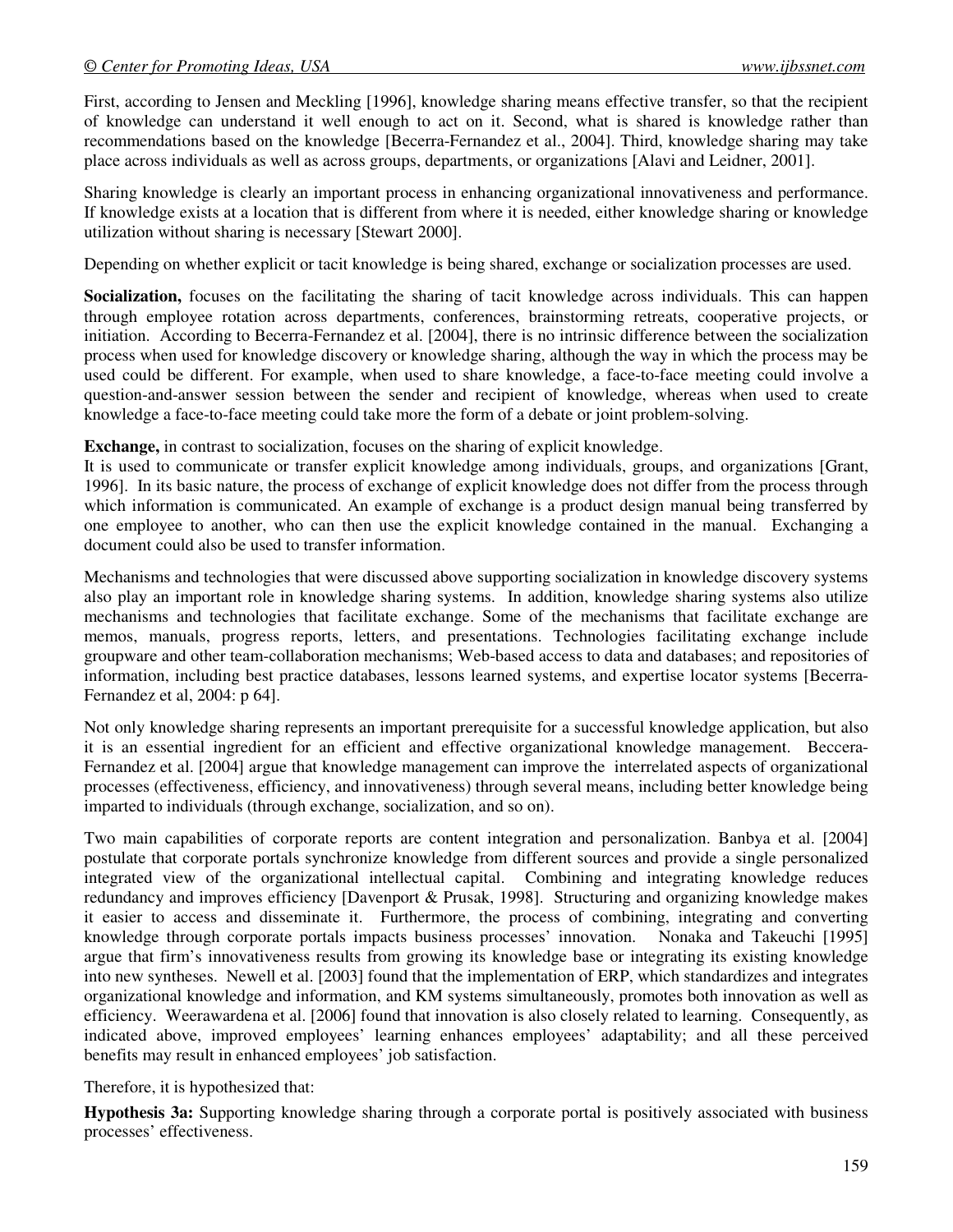First, according to Jensen and Meckling [1996], knowledge sharing means effective transfer, so that the recipient of knowledge can understand it well enough to act on it. Second, what is shared is knowledge rather than recommendations based on the knowledge [Becerra-Fernandez et al., 2004]. Third, knowledge sharing may take place across individuals as well as across groups, departments, or organizations [Alavi and Leidner, 2001].

Sharing knowledge is clearly an important process in enhancing organizational innovativeness and performance. If knowledge exists at a location that is different from where it is needed, either knowledge sharing or knowledge utilization without sharing is necessary [Stewart 2000].

Depending on whether explicit or tacit knowledge is being shared, exchange or socialization processes are used.

**Socialization,** focuses on the facilitating the sharing of tacit knowledge across individuals. This can happen through employee rotation across departments, conferences, brainstorming retreats, cooperative projects, or initiation. According to Becerra-Fernandez et al. [2004], there is no intrinsic difference between the socialization process when used for knowledge discovery or knowledge sharing, although the way in which the process may be used could be different. For example, when used to share knowledge, a face-to-face meeting could involve a question-and-answer session between the sender and recipient of knowledge, whereas when used to create knowledge a face-to-face meeting could take more the form of a debate or joint problem-solving.

**Exchange,** in contrast to socialization, focuses on the sharing of explicit knowledge.
It is used to communicate or transfer explicit knowledge among individuals, groups, and organizations [Grant, 1996]. In its basic nature, the process of exchange of explicit knowledge does not differ from the process through which information is communicated. An example of exchange is a product design manual being transferred by one employee to another, who can then use the explicit knowledge contained in the manual. Exchanging a document could also be used to transfer information.

Mechanisms and technologies that were discussed above supporting socialization in knowledge discovery systems also play an important role in knowledge sharing systems. In addition, knowledge sharing systems also utilize mechanisms and technologies that facilitate exchange. Some of the mechanisms that facilitate exchange are memos, manuals, progress reports, letters, and presentations. Technologies facilitating exchange include groupware and other team-collaboration mechanisms; Web-based access to data and databases; and repositories of information, including best practice databases, lessons learned systems, and expertise locator systems [Becerra-Fernandez et al, 2004: p 64].

Not only knowledge sharing represents an important prerequisite for a successful knowledge application, but also it is an essential ingredient for an efficient and effective organizational knowledge management. Beccera-Fernandez et al. [2004] argue that knowledge management can improve the interrelated aspects of organizational processes (effectiveness, efficiency, and innovativeness) through several means, including better knowledge being imparted to individuals (through exchange, socialization, and so on).

Two main capabilities of corporate reports are content integration and personalization. Banbya et al. [2004] postulate that corporate portals synchronize knowledge from different sources and provide a single personalized integrated view of the organizational intellectual capital. Combining and integrating knowledge reduces redundancy and improves efficiency [Davenport & Prusak, 1998]. Structuring and organizing knowledge makes it easier to access and disseminate it. Furthermore, the process of combining, integrating and converting knowledge through corporate portals impacts business processes' innovation. Nonaka and Takeuchi [1995] argue that firm's innovativeness results from growing its knowledge base or integrating its existing knowledge into new syntheses. Newell et al. [2003] found that the implementation of ERP, which standardizes and integrates organizational knowledge and information, and KM systems simultaneously, promotes both innovation as well as efficiency. Weerawardena et al. [2006] found that innovation is also closely related to learning. Consequently, as indicated above, improved employees' learning enhances employees' adaptability; and all these perceived benefits may result in enhanced employees' job satisfaction.

Therefore, it is hypothesized that:

**Hypothesis 3a:** Supporting knowledge sharing through a corporate portal is positively associated with business processes' effectiveness.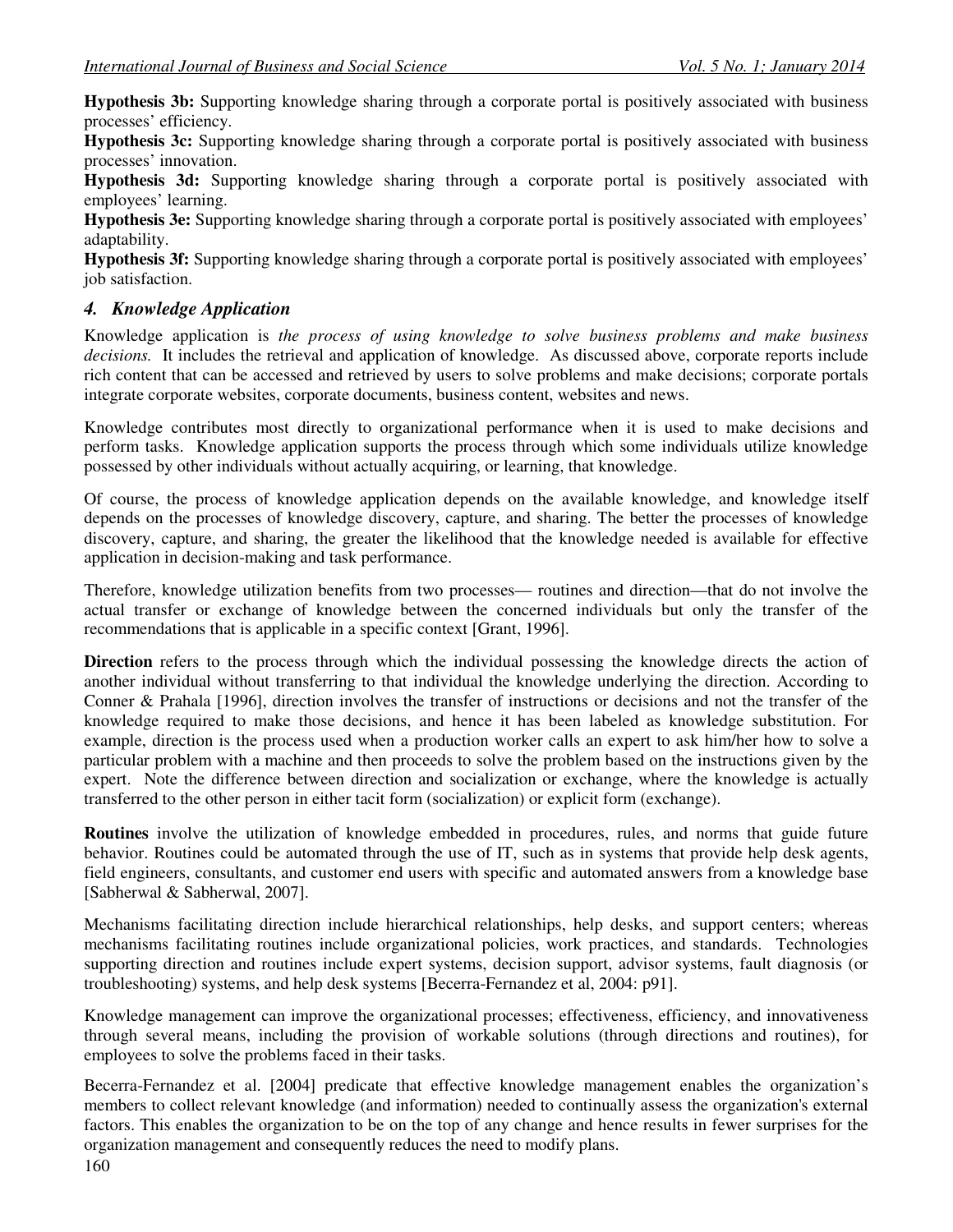**Hypothesis 3b:** Supporting knowledge sharing through a corporate portal is positively associated with business processes' efficiency.

**Hypothesis 3c:** Supporting knowledge sharing through a corporate portal is positively associated with business processes' innovation.

**Hypothesis 3d:** Supporting knowledge sharing through a corporate portal is positively associated with employees' learning.

**Hypothesis 3e:** Supporting knowledge sharing through a corporate portal is positively associated with employees' adaptability.

**Hypothesis 3f:** Supporting knowledge sharing through a corporate portal is positively associated with employees' job satisfaction.

### *4. Knowledge Application*

Knowledge application is *the process of using knowledge to solve business problems and make business decisions.* It includes the retrieval and application of knowledge. As discussed above, corporate reports include rich content that can be accessed and retrieved by users to solve problems and make decisions; corporate portals integrate corporate websites, corporate documents, business content, websites and news.

Knowledge contributes most directly to organizational performance when it is used to make decisions and perform tasks. Knowledge application supports the process through which some individuals utilize knowledge possessed by other individuals without actually acquiring, or learning, that knowledge.

Of course, the process of knowledge application depends on the available knowledge, and knowledge itself depends on the processes of knowledge discovery, capture, and sharing. The better the processes of knowledge discovery, capture, and sharing, the greater the likelihood that the knowledge needed is available for effective application in decision-making and task performance.

Therefore, knowledge utilization benefits from two processes— routines and direction—that do not involve the actual transfer or exchange of knowledge between the concerned individuals but only the transfer of the recommendations that is applicable in a specific context [Grant, 1996].

**Direction** refers to the process through which the individual possessing the knowledge directs the action of another individual without transferring to that individual the knowledge underlying the direction. According to Conner & Prahala [1996], direction involves the transfer of instructions or decisions and not the transfer of the knowledge required to make those decisions, and hence it has been labeled as knowledge substitution. For example, direction is the process used when a production worker calls an expert to ask him/her how to solve a particular problem with a machine and then proceeds to solve the problem based on the instructions given by the expert. Note the difference between direction and socialization or exchange, where the knowledge is actually transferred to the other person in either tacit form (socialization) or explicit form (exchange).

**Routines** involve the utilization of knowledge embedded in procedures, rules, and norms that guide future behavior. Routines could be automated through the use of IT, such as in systems that provide help desk agents, field engineers, consultants, and customer end users with specific and automated answers from a knowledge base [Sabherwal & Sabherwal, 2007].

Mechanisms facilitating direction include hierarchical relationships, help desks, and support centers; whereas mechanisms facilitating routines include organizational policies, work practices, and standards. Technologies supporting direction and routines include expert systems, decision support, advisor systems, fault diagnosis (or troubleshooting) systems, and help desk systems [Becerra-Fernandez et al, 2004: p91].

Knowledge management can improve the organizational processes; effectiveness, efficiency, and innovativeness through several means, including the provision of workable solutions (through directions and routines), for employees to solve the problems faced in their tasks.

Becerra-Fernandez et al. [2004] predicate that effective knowledge management enables the organization's members to collect relevant knowledge (and information) needed to continually assess the organization's external factors. This enables the organization to be on the top of any change and hence results in fewer surprises for the organization management and consequently reduces the need to modify plans.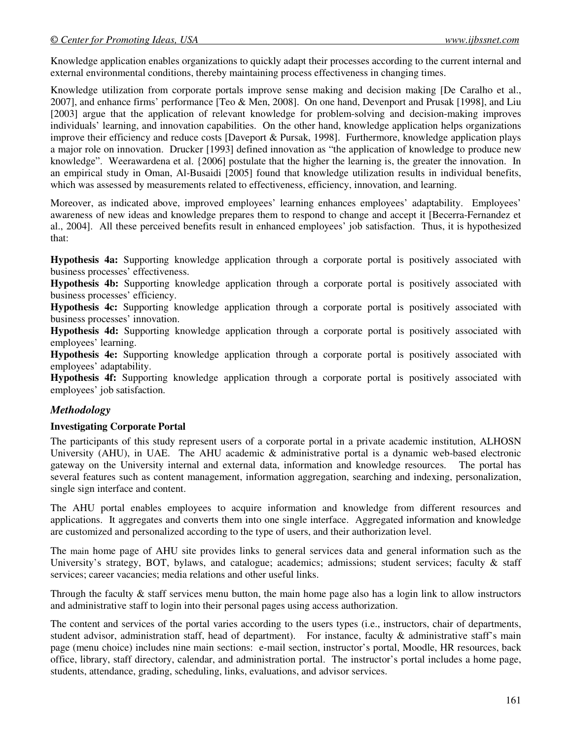Knowledge application enables organizations to quickly adapt their processes according to the current internal and external environmental conditions, thereby maintaining process effectiveness in changing times.

Knowledge utilization from corporate portals improve sense making and decision making [De Caralho et al., 2007], and enhance firms' performance [Teo & Men, 2008]. On one hand, Devenport and Prusak [1998], and Liu [2003] argue that the application of relevant knowledge for problem-solving and decision-making improves individuals' learning, and innovation capabilities. On the other hand, knowledge application helps organizations improve their efficiency and reduce costs [Daveport & Pursak, 1998]. Furthermore, knowledge application plays a major role on innovation. Drucker [1993] defined innovation as "the application of knowledge to produce new knowledge". Weerawardena et al. {2006] postulate that the higher the learning is, the greater the innovation. In an empirical study in Oman, Al-Busaidi [2005] found that knowledge utilization results in individual benefits, which was assessed by measurements related to effectiveness, efficiency, innovation, and learning.

Moreover, as indicated above, improved employees' learning enhances employees' adaptability. Employees' awareness of new ideas and knowledge prepares them to respond to change and accept it [Becerra-Fernandez et al., 2004]. All these perceived benefits result in enhanced employees' job satisfaction. Thus, it is hypothesized that:

**Hypothesis 4a:** Supporting knowledge application through a corporate portal is positively associated with business processes' effectiveness.
**Hypothesis 4b:** Supporting knowledge application through a corporate portal is positively associated with business processes' efficiency.
**Hypothesis 4c:** Supporting knowledge application through a corporate portal is positively associated with business processes' innovation.
**Hypothesis 4d:** Supporting knowledge application through a corporate portal is positively associated with employees' learning.
**Hypothesis 4e:** Supporting knowledge application through a corporate portal is positively associated with employees' adaptability.
**Hypothesis 4f:** Supporting knowledge application through a corporate portal is positively associated with employees' job satisfaction.

## *Methodology*

### Investigating Corporate Portal

The participants of this study represent users of a corporate portal in a private academic institution, ALHOSN University (AHU), in UAE. The AHU academic & administrative portal is a dynamic web-based electronic gateway on the University internal and external data, information and knowledge resources. The portal has several features such as content management, information aggregation, searching and indexing, personalization, single sign interface and content.

The AHU portal enables employees to acquire information and knowledge from different resources and applications. It aggregates and converts them into one single interface. Aggregated information and knowledge are customized and personalized according to the type of users, and their authorization level.

The main home page of AHU site provides links to general services data and general information such as the University's strategy, BOT, bylaws, and catalogue; academics; admissions; student services; faculty & staff services; career vacancies; media relations and other useful links.

Through the faculty & staff services menu button, the main home page also has a login link to allow instructors and administrative staff to login into their personal pages using access authorization.

The content and services of the portal varies according to the users types (i.e., instructors, chair of departments, student advisor, administration staff, head of department). For instance, faculty & administrative staff's main page (menu choice) includes nine main sections: e-mail section, instructor's portal, Moodle, HR resources, back office, library, staff directory, calendar, and administration portal. The instructor's portal includes a home page, students, attendance, grading, scheduling, links, evaluations, and advisor services.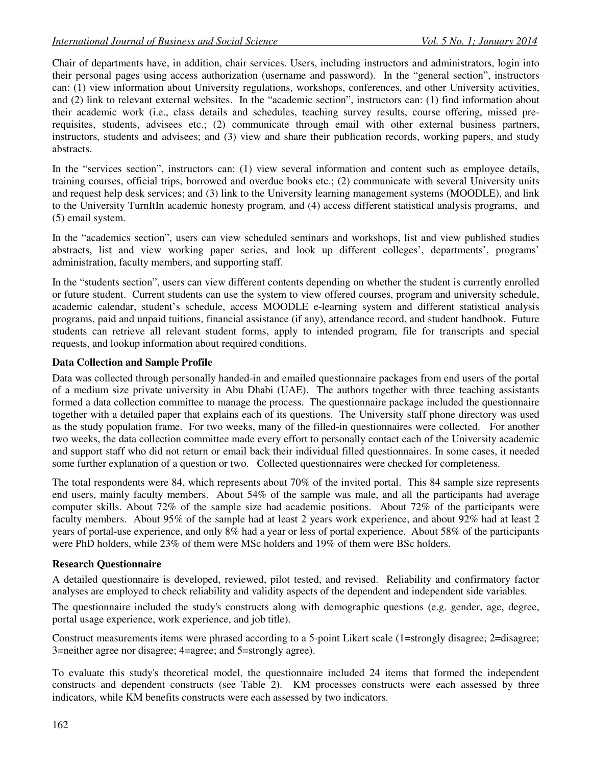Chair of departments have, in addition, chair services. Users, including instructors and administrators, login into their personal pages using access authorization (username and password). In the "general section", instructors can: (1) view information about University regulations, workshops, conferences, and other University activities, and (2) link to relevant external websites. In the "academic section", instructors can: (1) find information about their academic work (i.e., class details and schedules, teaching survey results, course offering, missed pre-requisites, students, advisees etc.; (2) communicate through email with other external business partners, instructors, students and advisees; and (3) view and share their publication records, working papers, and study abstracts.

In the "services section", instructors can: (1) view several information and content such as employee details, training courses, official trips, borrowed and overdue books etc.; (2) communicate with several University units and request help desk services; and (3) link to the University learning management systems (MOODLE), and link to the University TurnItIn academic honesty program, and (4) access different statistical analysis programs, and (5) email system.

In the "academics section", users can view scheduled seminars and workshops, list and view published studies abstracts, list and view working paper series, and look up different colleges', departments', programs' administration, faculty members, and supporting staff.

In the "students section", users can view different contents depending on whether the student is currently enrolled or future student. Current students can use the system to view offered courses, program and university schedule, academic calendar, student's schedule, access MOODLE e-learning system and different statistical analysis programs, paid and unpaid tuitions, financial assistance (if any), attendance record, and student handbook. Future students can retrieve all relevant student forms, apply to intended program, file for transcripts and special requests, and lookup information about required conditions.

### Data Collection and Sample Profile

Data was collected through personally handed-in and emailed questionnaire packages from end users of the portal of a medium size private university in Abu Dhabi (UAE). The authors together with three teaching assistants formed a data collection committee to manage the process. The questionnaire package included the questionnaire together with a detailed paper that explains each of its questions. The University staff phone directory was used as the study population frame. For two weeks, many of the filled-in questionnaires were collected. For another two weeks, the data collection committee made every effort to personally contact each of the University academic and support staff who did not return or email back their individual filled questionnaires. In some cases, it needed some further explanation of a question or two. Collected questionnaires were checked for completeness.

The total respondents were 84, which represents about 70% of the invited portal. This 84 sample size represents end users, mainly faculty members. About 54% of the sample was male, and all the participants had average computer skills. About 72% of the sample size had academic positions. About 72% of the participants were faculty members. About 95% of the sample had at least 2 years work experience, and about 92% had at least 2 years of portal-use experience, and only 8% had a year or less of portal experience. About 58% of the participants were PhD holders, while 23% of them were MSc holders and 19% of them were BSc holders.

### Research Questionnaire

A detailed questionnaire is developed, reviewed, pilot tested, and revised. Reliability and confirmatory factor analyses are employed to check reliability and validity aspects of the dependent and independent side variables.

The questionnaire included the study's constructs along with demographic questions (e.g. gender, age, degree, portal usage experience, work experience, and job title).

Construct measurements items were phrased according to a 5-point Likert scale (1=strongly disagree; 2=disagree; 3=neither agree nor disagree; 4=agree; and 5=strongly agree).

To evaluate this study's theoretical model, the questionnaire included 24 items that formed the independent constructs and dependent constructs (see Table 2). KM processes constructs were each assessed by three indicators, while KM benefits constructs were each assessed by two indicators.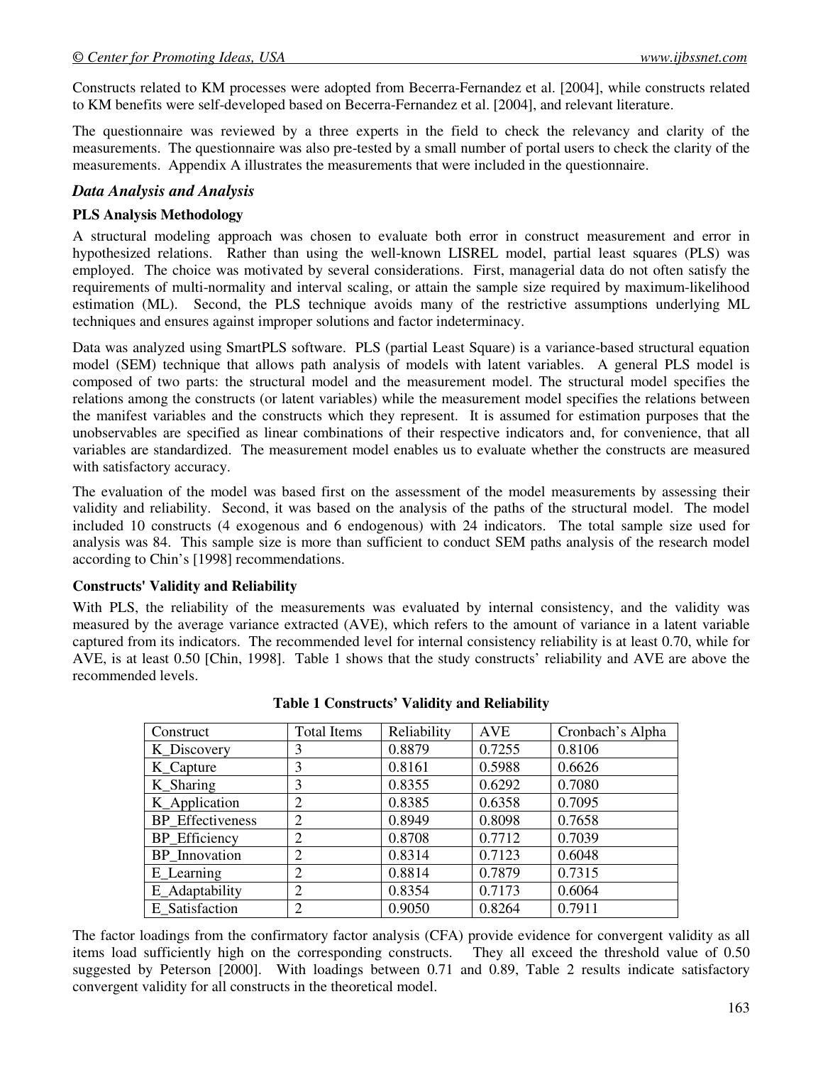Constructs related to KM processes were adopted from Becerra-Fernandez et al. [2004], while constructs related to KM benefits were self-developed based on Becerra-Fernandez et al. [2004], and relevant literature.

The questionnaire was reviewed by a three experts in the field to check the relevancy and clarity of the measurements. The questionnaire was also pre-tested by a small number of portal users to check the clarity of the measurements. Appendix A illustrates the measurements that were included in the questionnaire.

### *Data Analysis and Analysis*

**PLS Analysis Methodology**

A structural modeling approach was chosen to evaluate both error in construct measurement and error in hypothesized relations. Rather than using the well-known LISREL model, partial least squares (PLS) was employed. The choice was motivated by several considerations. First, managerial data do not often satisfy the requirements of multi-normality and interval scaling, or attain the sample size required by maximum-likelihood estimation (ML). Second, the PLS technique avoids many of the restrictive assumptions underlying ML techniques and ensures against improper solutions and factor indeterminacy.

Data was analyzed using SmartPLS software. PLS (partial Least Square) is a variance-based structural equation model (SEM) technique that allows path analysis of models with latent variables. A general PLS model is composed of two parts: the structural model and the measurement model. The structural model specifies the relations among the constructs (or latent variables) while the measurement model specifies the relations between the manifest variables and the constructs which they represent. It is assumed for estimation purposes that the unobservables are specified as linear combinations of their respective indicators and, for convenience, that all variables are standardized. The measurement model enables us to evaluate whether the constructs are measured with satisfactory accuracy.

The evaluation of the model was based first on the assessment of the model measurements by assessing their validity and reliability. Second, it was based on the analysis of the paths of the structural model. The model included 10 constructs (4 exogenous and 6 endogenous) with 24 indicators. The total sample size used for analysis was 84. This sample size is more than sufficient to conduct SEM paths analysis of the research model according to Chin's [1998] recommendations.

**Constructs' Validity and Reliability**

With PLS, the reliability of the measurements was evaluated by internal consistency, and the validity was measured by the average variance extracted (AVE), which refers to the amount of variance in a latent variable captured from its indicators. The recommended level for internal consistency reliability is at least 0.70, while for AVE, is at least 0.50 [Chin, 1998]. Table 1 shows that the study constructs' reliability and AVE are above the recommended levels.

**Table 1 Constructs' Validity and Reliability**

| Construct | Total Items | Reliability | AVE | Cronbach's Alpha |
|---|---|---|---|---|
| K_Discovery | 3 | 0.8879 | 0.7255 | 0.8106 |
| K_Capture | 3 | 0.8161 | 0.5988 | 0.6626 |
| K_Sharing | 3 | 0.8355 | 0.6292 | 0.7080 |
| K_Application | 2 | 0.8385 | 0.6358 | 0.7095 |
| BP_Effectiveness | 2 | 0.8949 | 0.8098 | 0.7658 |
| BP_Efficiency | 2 | 0.8708 | 0.7712 | 0.7039 |
| BP_Innovation | 2 | 0.8314 | 0.7123 | 0.6048 |
| E_Learning | 2 | 0.8814 | 0.7879 | 0.7315 |
| E_Adaptability | 2 | 0.8354 | 0.7173 | 0.6064 |
| E_Satisfaction | 2 | 0.9050 | 0.8264 | 0.7911 |

The factor loadings from the confirmatory factor analysis (CFA) provide evidence for convergent validity as all items load sufficiently high on the corresponding constructs. They all exceed the threshold value of 0.50 suggested by Peterson [2000]. With loadings between 0.71 and 0.89, Table 2 results indicate satisfactory convergent validity for all constructs in the theoretical model.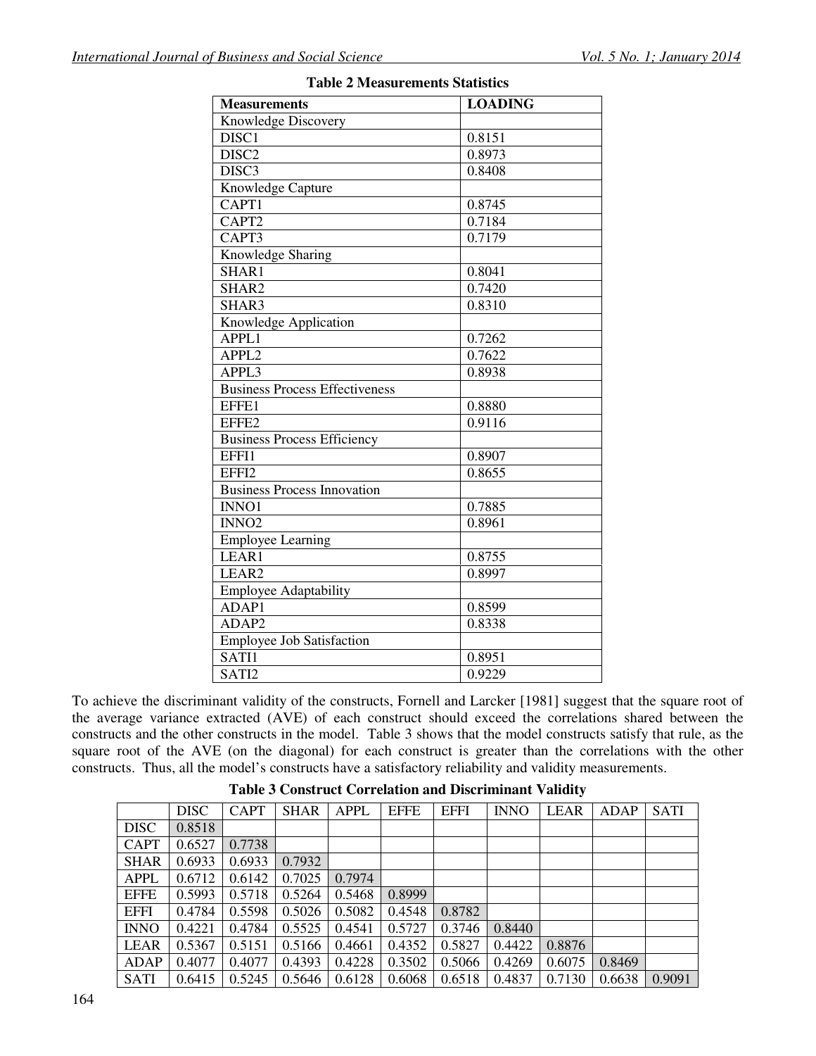**Table 2 Measurements Statistics**

| Measurements | LOADING |
|---|---|
| Knowledge Discovery | |
| DISC1 | 0.8151 |
| DISC2 | 0.8973 |
| DISC3 | 0.8408 |
| Knowledge Capture | |
| CAPT1 | 0.8745 |
| CAPT2 | 0.7184 |
| CAPT3 | 0.7179 |
| Knowledge Sharing | |
| SHAR1 | 0.8041 |
| SHAR2 | 0.7420 |
| SHAR3 | 0.8310 |
| Knowledge Application | |
| APPL1 | 0.7262 |
| APPL2 | 0.7622 |
| APPL3 | 0.8938 |
| Business Process Effectiveness | |
| EFFE1 | 0.8880 |
| EFFE2 | 0.9116 |
| Business Process Efficiency | |
| EFFI1 | 0.8907 |
| EFFI2 | 0.8655 |
| Business Process Innovation | |
| INNO1 | 0.7885 |
| INNO2 | 0.8961 |
| Employee Learning | |
| LEAR1 | 0.8755 |
| LEAR2 | 0.8997 |
| Employee Adaptability | |
| ADAP1 | 0.8599 |
| ADAP2 | 0.8338 |
| Employee Job Satisfaction | |
| SATI1 | 0.8951 |
| SATI2 | 0.9229 |

To achieve the discriminant validity of the constructs, Fornell and Larcker [1981] suggest that the square root of the average variance extracted (AVE) of each construct should exceed the correlations shared between the constructs and the other constructs in the model. Table 3 shows that the model constructs satisfy that rule, as the square root of the AVE (on the diagonal) for each construct is greater than the correlations with the other constructs. Thus, all the model's constructs have a satisfactory reliability and validity measurements.

**Table 3 Construct Correlation and Discriminant Validity**

| | DISC | CAPT | SHAR | APPL | EFFE | EFFI | INNO | LEAR | ADAP | SATI |
|---|---|---|---|---|---|---|---|---|---|---|
| DISC | 0.8518 | | | | | | | | | |
| CAPT | 0.6527 | 0.7738 | | | | | | | | |
| SHAR | 0.6933 | 0.6933 | 0.7932 | | | | | | | |
| APPL | 0.6712 | 0.6142 | 0.7025 | 0.7974 | | | | | | |
| EFFE | 0.5993 | 0.5718 | 0.5264 | 0.5468 | 0.8999 | | | | | |
| EFFI | 0.4784 | 0.5598 | 0.5026 | 0.5082 | 0.4548 | 0.8782 | | | | |
| INNO | 0.4221 | 0.4784 | 0.5525 | 0.4541 | 0.5727 | 0.3746 | 0.8440 | | | |
| LEAR | 0.5367 | 0.5151 | 0.5166 | 0.4661 | 0.4352 | 0.5827 | 0.4422 | 0.8876 | | |
| ADAP | 0.4077 | 0.4077 | 0.4393 | 0.4228 | 0.3502 | 0.5066 | 0.4269 | 0.6075 | 0.8469 | |
| SATI | 0.6415 | 0.5245 | 0.5646 | 0.6128 | 0.6068 | 0.6518 | 0.4837 | 0.7130 | 0.6638 | 0.9091 |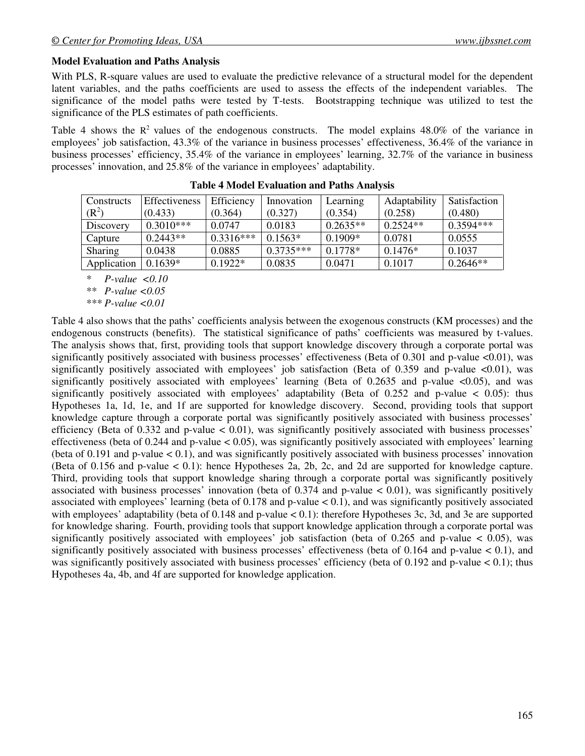### Model Evaluation and Paths Analysis

With PLS, R-square values are used to evaluate the predictive relevance of a structural model for the dependent latent variables, and the paths coefficients are used to assess the effects of the independent variables. The significance of the model paths were tested by T-tests. Bootstrapping technique was utilized to test the significance of the PLS estimates of path coefficients.

Table 4 shows the $R^2$ values of the endogenous constructs. The model explains 48.0% of the variance in employees' job satisfaction, 43.3% of the variance in business processes' effectiveness, 36.4% of the variance in business processes' efficiency, 35.4% of the variance in employees' learning, 32.7% of the variance in business processes' innovation, and 25.8% of the variance in employees' adaptability.

**Table 4 Model Evaluation and Paths Analysis**

| Constructs ($R^2$) | Effectiveness (0.433) | Efficiency (0.364) | Innovation (0.327) | Learning (0.354) | Adaptability (0.258) | Satisfaction (0.480) |
|---|---|---|---|---|---|---|
| Discovery | 0.3010*** | 0.0747 | 0.0183 | 0.2635** | 0.2524** | 0.3594*** |
| Capture | 0.2443** | 0.3316*** | 0.1563* | 0.1909* | 0.0781 | 0.0555 |
| Sharing | 0.0438 | 0.0885 | 0.3735*** | 0.1778* | 0.1476* | 0.1037 |
| Application | 0.1639* | 0.1922* | 0.0835 | 0.0471 | 0.1017 | 0.2646** |

\* *P-value <0.10*

\** *P-value <0.05*

\*** *P-value <0.01*

Table 4 also shows that the paths' coefficients analysis between the exogenous constructs (KM processes) and the endogenous constructs (benefits). The statistical significance of paths' coefficients was measured by t-values. The analysis shows that, first, providing tools that support knowledge discovery through a corporate portal was significantly positively associated with business processes' effectiveness (Beta of 0.301 and p-value <0.01), was significantly positively associated with employees' job satisfaction (Beta of 0.359 and p-value <0.01), was significantly positively associated with employees' learning (Beta of 0.2635 and p-value <0.05), and was significantly positively associated with employees' adaptability (Beta of 0.252 and p-value < 0.05): thus Hypotheses 1a, 1d, 1e, and 1f are supported for knowledge discovery. Second, providing tools that support knowledge capture through a corporate portal was significantly positively associated with business processes' efficiency (Beta of 0.332 and p-value < 0.01), was significantly positively associated with business processes' effectiveness (beta of 0.244 and p-value < 0.05), was significantly positively associated with employees' learning (beta of 0.191 and p-value < 0.1), and was significantly positively associated with business processes' innovation (Beta of 0.156 and p-value < 0.1): hence Hypotheses 2a, 2b, 2c, and 2d are supported for knowledge capture. Third, providing tools that support knowledge sharing through a corporate portal was significantly positively associated with business processes' innovation (beta of 0.374 and p-value < 0.01), was significantly positively associated with employees' learning (beta of 0.178 and p-value < 0.1), and was significantly positively associated with employees' adaptability (beta of 0.148 and p-value < 0.1): therefore Hypotheses 3c, 3d, and 3e are supported for knowledge sharing. Fourth, providing tools that support knowledge application through a corporate portal was significantly positively associated with employees' job satisfaction (beta of 0.265 and p-value < 0.05), was significantly positively associated with business processes' effectiveness (beta of 0.164 and p-value < 0.1), and was significantly positively associated with business processes' efficiency (beta of 0.192 and p-value < 0.1); thus Hypotheses 4a, 4b, and 4f are supported for knowledge application.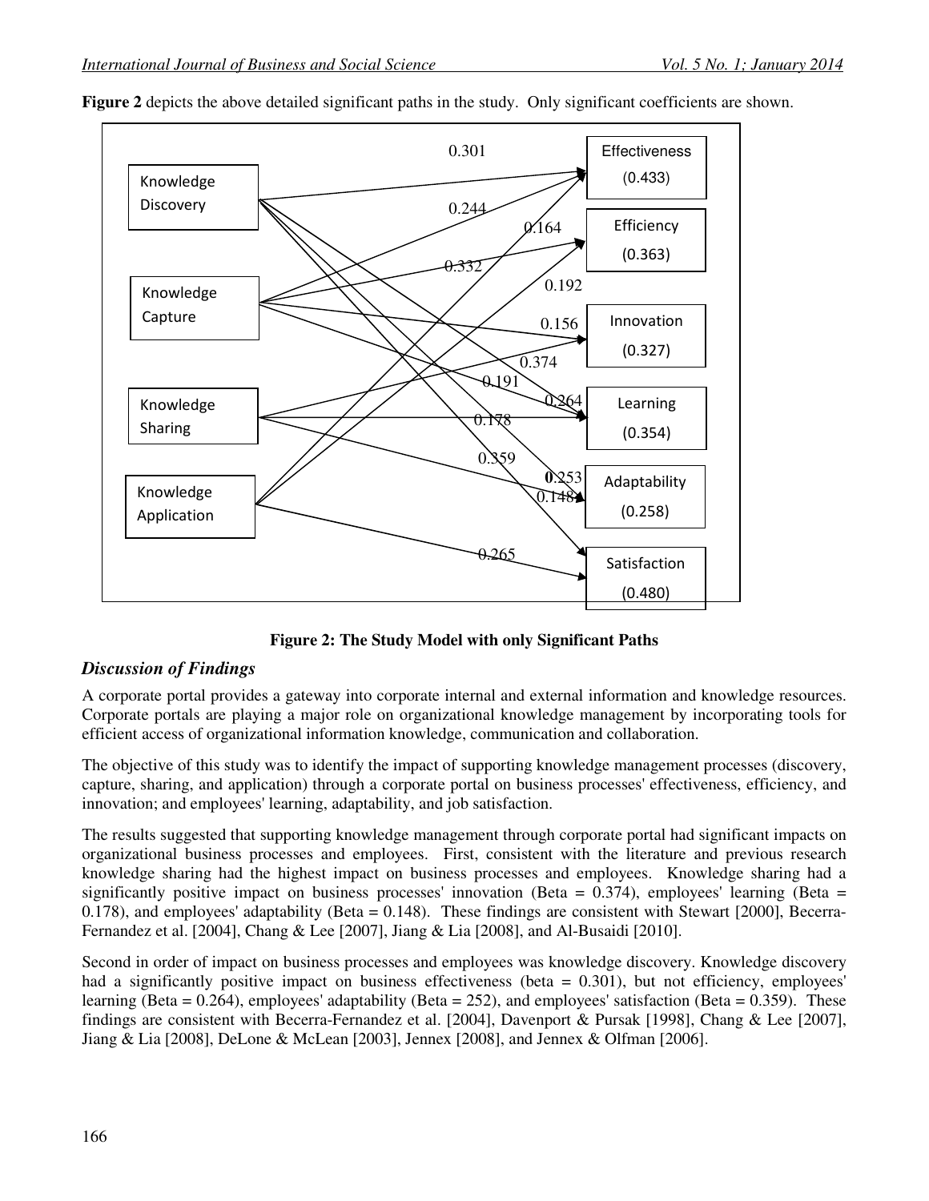**Figure 2** depicts the above detailed significant paths in the study. Only significant coefficients are shown.

**Figure 2: The Study Model with only Significant Paths**

## *Discussion of Findings*

A corporate portal provides a gateway into corporate internal and external information and knowledge resources. Corporate portals are playing a major role on organizational knowledge management by incorporating tools for efficient access of organizational information knowledge, communication and collaboration.

The objective of this study was to identify the impact of supporting knowledge management processes (discovery, capture, sharing, and application) through a corporate portal on business processes' effectiveness, efficiency, and innovation; and employees' learning, adaptability, and job satisfaction.

The results suggested that supporting knowledge management through corporate portal had significant impacts on organizational business processes and employees. First, consistent with the literature and previous research knowledge sharing had the highest impact on business processes and employees. Knowledge sharing had a significantly positive impact on business processes' innovation (Beta = 0.374), employees' learning (Beta = 0.178), and employees' adaptability (Beta = 0.148). These findings are consistent with Stewart [2000], Becerra-Fernandez et al. [2004], Chang & Lee [2007], Jiang & Lia [2008], and Al-Busaidi [2010].

Second in order of impact on business processes and employees was knowledge discovery. Knowledge discovery had a significantly positive impact on business effectiveness (beta = 0.301), but not efficiency, employees' learning (Beta = 0.264), employees' adaptability (Beta = 252), and employees' satisfaction (Beta = 0.359). These findings are consistent with Becerra-Fernandez et al. [2004], Davenport & Pursak [1998], Chang & Lee [2007], Jiang & Lia [2008], DeLone & McLean [2003], Jennex [2008], and Jennex & Olfman [2006].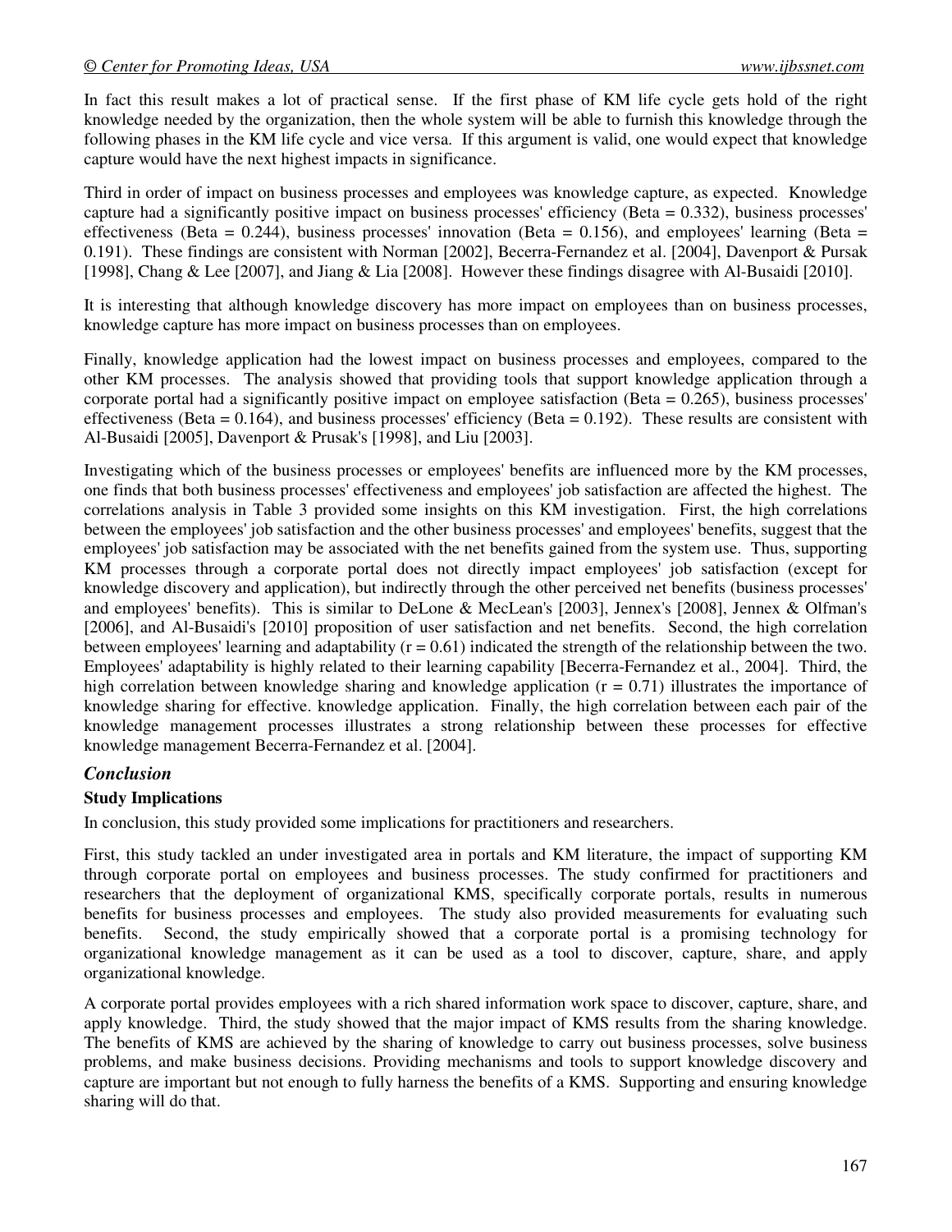In fact this result makes a lot of practical sense. If the first phase of KM life cycle gets hold of the right knowledge needed by the organization, then the whole system will be able to furnish this knowledge through the following phases in the KM life cycle and vice versa. If this argument is valid, one would expect that knowledge capture would have the next highest impacts in significance.

Third in order of impact on business processes and employees was knowledge capture, as expected. Knowledge capture had a significantly positive impact on business processes' efficiency (Beta = 0.332), business processes' effectiveness (Beta = 0.244), business processes' innovation (Beta = 0.156), and employees' learning (Beta = 0.191). These findings are consistent with Norman [2002], Becerra-Fernandez et al. [2004], Davenport & Pursak [1998], Chang & Lee [2007], and Jiang & Lia [2008]. However these findings disagree with Al-Busaidi [2010].

It is interesting that although knowledge discovery has more impact on employees than on business processes, knowledge capture has more impact on business processes than on employees.

Finally, knowledge application had the lowest impact on business processes and employees, compared to the other KM processes. The analysis showed that providing tools that support knowledge application through a corporate portal had a significantly positive impact on employee satisfaction (Beta = 0.265), business processes' effectiveness (Beta = 0.164), and business processes' efficiency (Beta = 0.192). These results are consistent with Al-Busaidi [2005], Davenport & Prusak's [1998], and Liu [2003].

Investigating which of the business processes or employees' benefits are influenced more by the KM processes, one finds that both business processes' effectiveness and employees' job satisfaction are affected the highest. The correlations analysis in Table 3 provided some insights on this KM investigation. First, the high correlations between the employees' job satisfaction and the other business processes' and employees' benefits, suggest that the employees' job satisfaction may be associated with the net benefits gained from the system use. Thus, supporting KM processes through a corporate portal does not directly impact employees' job satisfaction (except for knowledge discovery and application), but indirectly through the other perceived net benefits (business processes' and employees' benefits). This is similar to DeLone & MecLean's [2003], Jennex's [2008], Jennex & Olfman's [2006], and Al-Busaidi's [2010] proposition of user satisfaction and net benefits. Second, the high correlation between employees' learning and adaptability (r = 0.61) indicated the strength of the relationship between the two. Employees' adaptability is highly related to their learning capability [Becerra-Fernandez et al., 2004]. Third, the high correlation between knowledge sharing and knowledge application (r = 0.71) illustrates the importance of knowledge sharing for effective. knowledge application. Finally, the high correlation between each pair of the knowledge management processes illustrates a strong relationship between these processes for effective knowledge management Becerra-Fernandez et al. [2004].

## *Conclusion*

### Study Implications

In conclusion, this study provided some implications for practitioners and researchers.

First, this study tackled an under investigated area in portals and KM literature, the impact of supporting KM through corporate portal on employees and business processes. The study confirmed for practitioners and researchers that the deployment of organizational KMS, specifically corporate portals, results in numerous benefits for business processes and employees. The study also provided measurements for evaluating such benefits. Second, the study empirically showed that a corporate portal is a promising technology for organizational knowledge management as it can be used as a tool to discover, capture, share, and apply organizational knowledge.

A corporate portal provides employees with a rich shared information work space to discover, capture, share, and apply knowledge. Third, the study showed that the major impact of KMS results from the sharing knowledge. The benefits of KMS are achieved by the sharing of knowledge to carry out business processes, solve business problems, and make business decisions. Providing mechanisms and tools to support knowledge discovery and capture are important but not enough to fully harness the benefits of a KMS. Supporting and ensuring knowledge sharing will do that.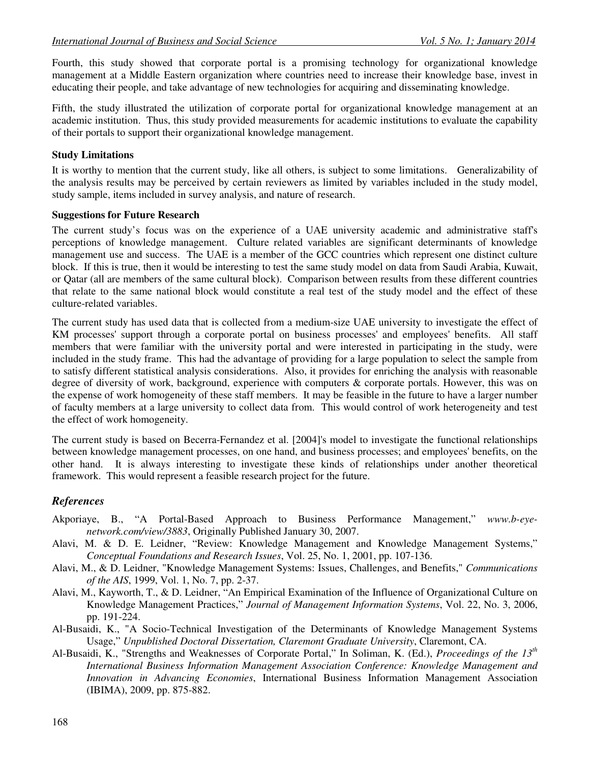Fourth, this study showed that corporate portal is a promising technology for organizational knowledge management at a Middle Eastern organization where countries need to increase their knowledge base, invest in educating their people, and take advantage of new technologies for acquiring and disseminating knowledge.

Fifth, the study illustrated the utilization of corporate portal for organizational knowledge management at an academic institution. Thus, this study provided measurements for academic institutions to evaluate the capability of their portals to support their organizational knowledge management.

**Study Limitations**

It is worthy to mention that the current study, like all others, is subject to some limitations. Generalizability of the analysis results may be perceived by certain reviewers as limited by variables included in the study model, study sample, items included in survey analysis, and nature of research.

**Suggestions for Future Research**

The current study's focus was on the experience of a UAE university academic and administrative staff's perceptions of knowledge management. Culture related variables are significant determinants of knowledge management use and success. The UAE is a member of the GCC countries which represent one distinct culture block. If this is true, then it would be interesting to test the same study model on data from Saudi Arabia, Kuwait, or Qatar (all are members of the same cultural block). Comparison between results from these different countries that relate to the same national block would constitute a real test of the study model and the effect of these culture-related variables.

The current study has used data that is collected from a medium-size UAE university to investigate the effect of KM processes' support through a corporate portal on business processes' and employees' benefits. All staff members that were familiar with the university portal and were interested in participating in the study, were included in the study frame. This had the advantage of providing for a large population to select the sample from to satisfy different statistical analysis considerations. Also, it provides for enriching the analysis with reasonable degree of diversity of work, background, experience with computers & corporate portals. However, this was on the expense of work homogeneity of these staff members. It may be feasible in the future to have a larger number of faculty members at a large university to collect data from. This would control of work heterogeneity and test the effect of work homogeneity.

The current study is based on Becerra-Fernandez et al. [2004]'s model to investigate the functional relationships between knowledge management processes, on one hand, and business processes; and employees' benefits, on the other hand. It is always interesting to investigate these kinds of relationships under another theoretical framework. This would represent a feasible research project for the future.

## *References*

Akporiaye, B., "A Portal-Based Approach to Business Performance Management," *www.b-eye-network.com/view/3883*, Originally Published January 30, 2007.

Alavi, M. & D. E. Leidner, "Review: Knowledge Management and Knowledge Management Systems," *Conceptual Foundations and Research Issues*, Vol. 25, No. 1, 2001, pp. 107-136.

Alavi, M., & D. Leidner, "Knowledge Management Systems: Issues, Challenges, and Benefits," *Communications of the AIS*, 1999, Vol. 1, No. 7, pp. 2-37.

Alavi, M., Kayworth, T., & D. Leidner, "An Empirical Examination of the Influence of Organizational Culture on Knowledge Management Practices," *Journal of Management Information Systems*, Vol. 22, No. 3, 2006, pp. 191-224.

Al-Busaidi, K., "A Socio-Technical Investigation of the Determinants of Knowledge Management Systems Usage," *Unpublished Doctoral Dissertation, Claremont Graduate University*, Claremont, CA.

Al-Busaidi, K., "Strengths and Weaknesses of Corporate Portal," In Soliman, K. (Ed.), *Proceedings of the 13th International Business Information Management Association Conference: Knowledge Management and Innovation in Advancing Economies*, International Business Information Management Association (IBIMA), 2009, pp. 875-882.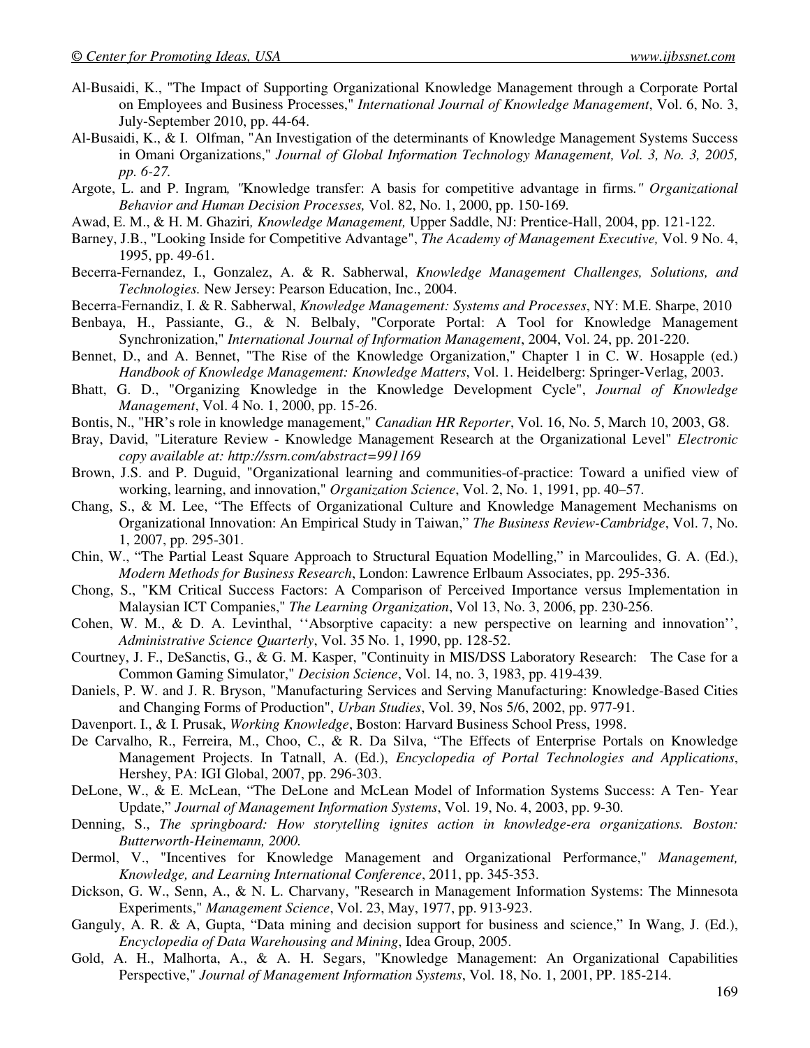Al-Busaidi, K., "The Impact of Supporting Organizational Knowledge Management through a Corporate Portal on Employees and Business Processes," *International Journal of Knowledge Management*, Vol. 6, No. 3, July-September 2010, pp. 44-64.

Al-Busaidi, K., & I. Olfman, "An Investigation of the determinants of Knowledge Management Systems Success in Omani Organizations," *Journal of Global Information Technology Management, Vol. 3, No. 3, 2005, pp. 6-27.*

Argote, L. and P. Ingram*, "*Knowledge transfer: A basis for competitive advantage in firms*." Organizational Behavior and Human Decision Processes,* Vol. 82, No. 1, 2000, pp. 150-169*.*

Awad, E. M., & H. M. Ghaziri*, Knowledge Management,* Upper Saddle, NJ: Prentice-Hall, 2004, pp. 121-122.

Barney, J.B., "Looking Inside for Competitive Advantage", *The Academy of Management Executive,* Vol. 9 No. 4, 1995, pp. 49-61.

Becerra-Fernandez, I., Gonzalez, A. & R. Sabherwal, *Knowledge Management Challenges, Solutions, and Technologies.* New Jersey: Pearson Education, Inc., 2004.

Becerra-Fernandiz, I. & R. Sabherwal, *Knowledge Management: Systems and Processes*, NY: M.E. Sharpe, 2010

Benbaya, H., Passiante, G., & N. Belbaly, "Corporate Portal: A Tool for Knowledge Management Synchronization," *International Journal of Information Management*, 2004, Vol. 24, pp. 201-220.

Bennet, D., and A. Bennet, "The Rise of the Knowledge Organization," Chapter 1 in C. W. Hosapple (ed.) *Handbook of Knowledge Management: Knowledge Matters*, Vol. 1. Heidelberg: Springer-Verlag, 2003.

Bhatt, G. D., "Organizing Knowledge in the Knowledge Development Cycle", *Journal of Knowledge Management*, Vol. 4 No. 1, 2000, pp. 15-26.

Bontis, N., "HR's role in knowledge management," *Canadian HR Reporter*, Vol. 16, No. 5, March 10, 2003, G8.

Bray, David, "Literature Review - Knowledge Management Research at the Organizational Level" *Electronic copy available at: http://ssrn.com/abstract=991169*

Brown, J.S. and P. Duguid, "Organizational learning and communities-of-practice: Toward a unified view of working, learning, and innovation," *Organization Science*, Vol. 2, No. 1, 1991, pp. 40–57.

Chang, S., & M. Lee, "The Effects of Organizational Culture and Knowledge Management Mechanisms on Organizational Innovation: An Empirical Study in Taiwan," *The Business Review-Cambridge*, Vol. 7, No. 1, 2007, pp. 295-301.

Chin, W., "The Partial Least Square Approach to Structural Equation Modelling," in Marcoulides, G. A. (Ed.), *Modern Methods for Business Research*, London: Lawrence Erlbaum Associates, pp. 295-336.

Chong, S., "KM Critical Success Factors: A Comparison of Perceived Importance versus Implementation in Malaysian ICT Companies," *The Learning Organization*, Vol 13, No. 3, 2006, pp. 230-256.

Cohen, W. M., & D. A. Levinthal, ''Absorptive capacity: a new perspective on learning and innovation'', *Administrative Science Quarterly*, Vol. 35 No. 1, 1990, pp. 128-52.

Courtney, J. F., DeSanctis, G., & G. M. Kasper, "Continuity in MIS/DSS Laboratory Research: The Case for a Common Gaming Simulator," *Decision Science*, Vol. 14, no. 3, 1983, pp. 419-439.

Daniels, P. W. and J. R. Bryson, "Manufacturing Services and Serving Manufacturing: Knowledge-Based Cities and Changing Forms of Production", *Urban Studies*, Vol. 39, Nos 5/6, 2002, pp. 977-91.

Davenport. I., & I. Prusak, *Working Knowledge*, Boston: Harvard Business School Press, 1998.

De Carvalho, R., Ferreira, M., Choo, C., & R. Da Silva, "The Effects of Enterprise Portals on Knowledge Management Projects. In Tatnall, A. (Ed.), *Encyclopedia of Portal Technologies and Applications*, Hershey, PA: IGI Global, 2007, pp. 296-303.

DeLone, W., & E. McLean, "The DeLone and McLean Model of Information Systems Success: A Ten- Year Update," *Journal of Management Information Systems*, Vol. 19, No. 4, 2003, pp. 9-30.

Denning, S., *The springboard: How storytelling ignites action in knowledge-era organizations. Boston: Butterworth-Heinemann, 2000.*

Dermol, V., "Incentives for Knowledge Management and Organizational Performance," *Management, Knowledge, and Learning International Conference*, 2011, pp. 345-353.

Dickson, G. W., Senn, A., & N. L. Charvany, "Research in Management Information Systems: The Minnesota Experiments," *Management Science*, Vol. 23, May, 1977, pp. 913-923.

Ganguly, A. R. & A, Gupta, "Data mining and decision support for business and science," In Wang, J. (Ed.), *Encyclopedia of Data Warehousing and Mining*, Idea Group, 2005.

Gold, A. H., Malhorta, A., & A. H. Segars, "Knowledge Management: An Organizational Capabilities Perspective," *Journal of Management Information Systems*, Vol. 18, No. 1, 2001, PP. 185-214.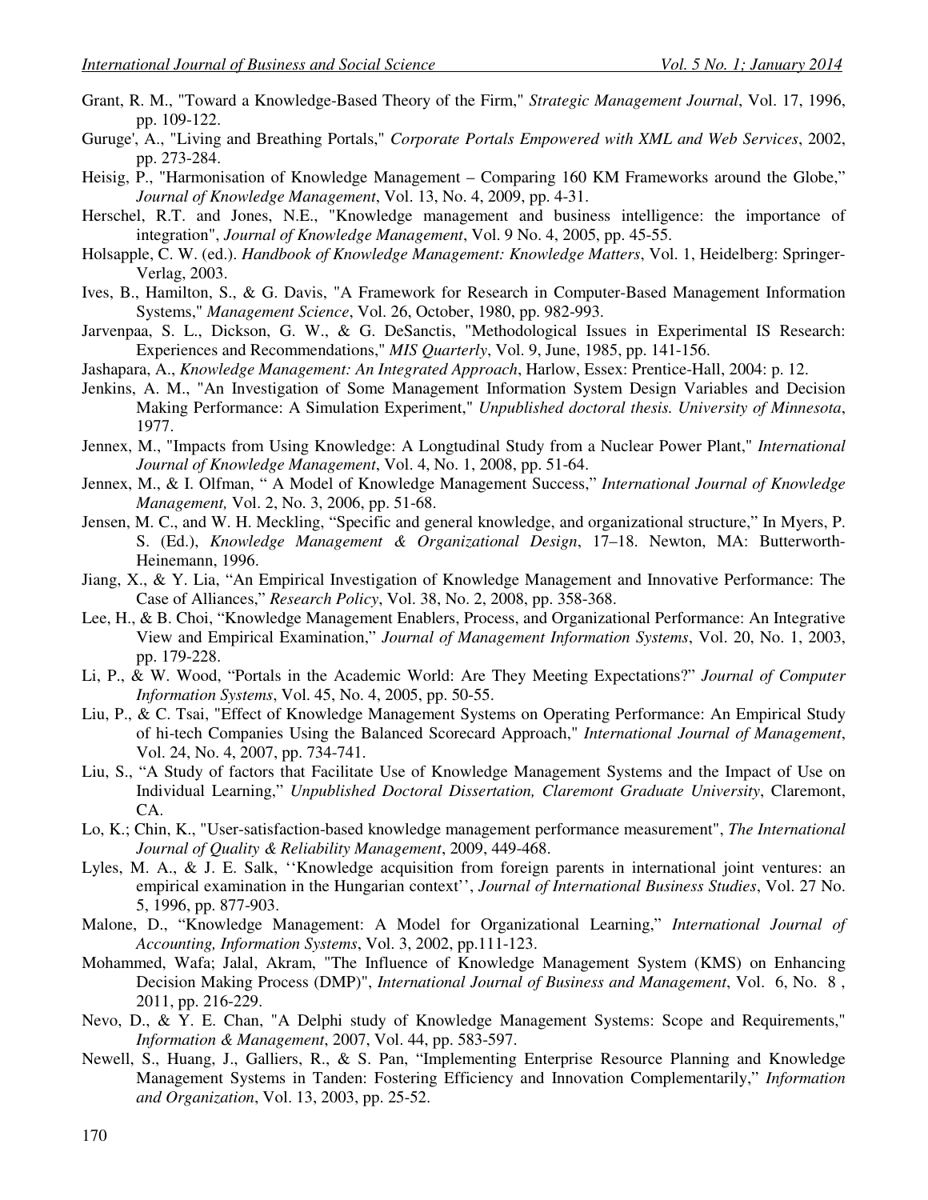Grant, R. M., "Toward a Knowledge-Based Theory of the Firm," *Strategic Management Journal*, Vol. 17, 1996, pp. 109-122.

Guruge', A., "Living and Breathing Portals," *Corporate Portals Empowered with XML and Web Services*, 2002, pp. 273-284.

Heisig, P., "Harmonisation of Knowledge Management – Comparing 160 KM Frameworks around the Globe," *Journal of Knowledge Management*, Vol. 13, No. 4, 2009, pp. 4-31.

Herschel, R.T. and Jones, N.E., "Knowledge management and business intelligence: the importance of integration", *Journal of Knowledge Management*, Vol. 9 No. 4, 2005, pp. 45-55.

Holsapple, C. W. (ed.). *Handbook of Knowledge Management: Knowledge Matters*, Vol. 1, Heidelberg: Springer-Verlag, 2003.

Ives, B., Hamilton, S., & G. Davis, "A Framework for Research in Computer-Based Management Information Systems," *Management Science*, Vol. 26, October, 1980, pp. 982-993.

Jarvenpaa, S. L., Dickson, G. W., & G. DeSanctis, "Methodological Issues in Experimental IS Research: Experiences and Recommendations," *MIS Quarterly*, Vol. 9, June, 1985, pp. 141-156.

Jashapara, A., *Knowledge Management: An Integrated Approach*, Harlow, Essex: Prentice-Hall, 2004: p. 12.

Jenkins, A. M., "An Investigation of Some Management Information System Design Variables and Decision Making Performance: A Simulation Experiment," *Unpublished doctoral thesis. University of Minnesota*, 1977.

Jennex, M., "Impacts from Using Knowledge: A Longtudinal Study from a Nuclear Power Plant," *International Journal of Knowledge Management*, Vol. 4, No. 1, 2008, pp. 51-64.

Jennex, M., & I. Olfman, " A Model of Knowledge Management Success," *International Journal of Knowledge Management,* Vol. 2, No. 3, 2006, pp. 51-68.

Jensen, M. C., and W. H. Meckling, "Specific and general knowledge, and organizational structure," In Myers, P. S. (Ed.), *Knowledge Management & Organizational Design*, 17–18. Newton, MA: Butterworth-Heinemann, 1996.

Jiang, X., & Y. Lia, "An Empirical Investigation of Knowledge Management and Innovative Performance: The Case of Alliances," *Research Policy*, Vol. 38, No. 2, 2008, pp. 358-368.

Lee, H., & B. Choi, "Knowledge Management Enablers, Process, and Organizational Performance: An Integrative View and Empirical Examination," *Journal of Management Information Systems*, Vol. 20, No. 1, 2003, pp. 179-228.

Li, P., & W. Wood, "Portals in the Academic World: Are They Meeting Expectations?" *Journal of Computer Information Systems*, Vol. 45, No. 4, 2005, pp. 50-55.

Liu, P., & C. Tsai, "Effect of Knowledge Management Systems on Operating Performance: An Empirical Study of hi-tech Companies Using the Balanced Scorecard Approach," *International Journal of Management*, Vol. 24, No. 4, 2007, pp. 734-741.

Liu, S., "A Study of factors that Facilitate Use of Knowledge Management Systems and the Impact of Use on Individual Learning," *Unpublished Doctoral Dissertation, Claremont Graduate University*, Claremont, CA.

Lo, K.; Chin, K., "User-satisfaction-based knowledge management performance measurement", *The International Journal of Quality & Reliability Management*, 2009, 449-468.

Lyles, M. A., & J. E. Salk, ''Knowledge acquisition from foreign parents in international joint ventures: an empirical examination in the Hungarian context'', *Journal of International Business Studies*, Vol. 27 No. 5, 1996, pp. 877-903.

Malone, D., "Knowledge Management: A Model for Organizational Learning," *International Journal of Accounting, Information Systems*, Vol. 3, 2002, pp.111-123.

Mohammed, Wafa; Jalal, Akram, "The Influence of Knowledge Management System (KMS) on Enhancing Decision Making Process (DMP)", *International Journal of Business and Management*, Vol. 6, No. 8 , 2011, pp. 216-229.

Nevo, D., & Y. E. Chan, "A Delphi study of Knowledge Management Systems: Scope and Requirements," *Information & Management*, 2007, Vol. 44, pp. 583-597.

Newell, S., Huang, J., Galliers, R., & S. Pan, "Implementing Enterprise Resource Planning and Knowledge Management Systems in Tanden: Fostering Efficiency and Innovation Complementarily," *Information and Organization*, Vol. 13, 2003, pp. 25-52.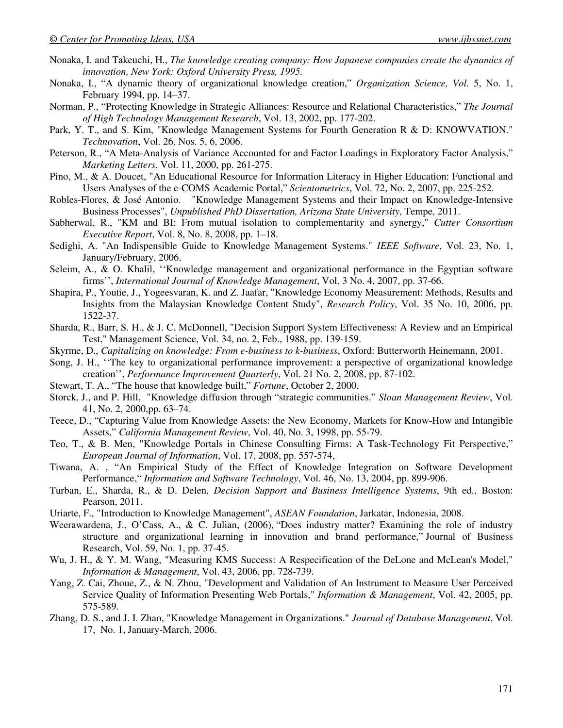Nonaka, I. and Takeuchi, H., *The knowledge creating company: How Japanese companies create the dynamics of innovation, New York: Oxford University Press, 1995.*

Nonaka, I., "A dynamic theory of organizational knowledge creation," *Organization Science, Vol.* 5, No. 1, February 1994, pp. 14–37.

Norman, P., "Protecting Knowledge in Strategic Alliances: Resource and Relational Characteristics," *The Journal of High Technology Management Research*, Vol. 13, 2002, pp. 177-202.

Park, Y. T., and S. Kim, "Knowledge Management Systems for Fourth Generation R & D: KNOWVATION." *Technovation*, Vol. 26, Nos. 5, 6, 2006.

Peterson, R., "A Meta-Analysis of Variance Accounted for and Factor Loadings in Exploratory Factor Analysis," *Marketing Letters*, Vol. 11, 2000, pp. 261-275.

Pino, M., & A. Doucet, "An Educational Resource for Information Literacy in Higher Education: Functional and Users Analyses of the e-COMS Academic Portal," *Scientometrics*, Vol. 72, No. 2, 2007, pp. 225-252.

Robles-Flores, & José Antonio. "Knowledge Management Systems and their Impact on Knowledge-Intensive Business Processes", *Unpublished PhD Dissertation, Arizona State University*, Tempe, 2011.

Sabherwal, R., "KM and BI: From mutual isolation to complementarity and synergy," *Cutter Consortium Executive Report*, Vol. 8, No. 8, 2008, pp. 1–18.

Sedighi, A. "An Indispensible Guide to Knowledge Management Systems." *IEEE Software*, Vol. 23, No. 1, January/February, 2006.

Seleim, A., & O. Khalil, ''Knowledge management and organizational performance in the Egyptian software firms'', *International Journal of Knowledge Management*, Vol. 3 No. 4, 2007, pp. 37-66.

Shapira, P., Youtie, J., Yogeesvaran, K. and Z. Jaafar, "Knowledge Economy Measurement: Methods, Results and Insights from the Malaysian Knowledge Content Study", *Research Policy*, Vol. 35 No. 10, 2006, pp. 1522-37.

Sharda, R., Barr, S. H., & J. C. McDonnell, "Decision Support System Effectiveness: A Review and an Empirical Test," Management Science, Vol. 34, no. 2, Feb., 1988, pp. 139-159.

Skyrme, D., *Capitalizing on knowledge: From e-business to k-business*, Oxford: Butterworth Heinemann, 2001.

Song, J. H., ''The key to organizational performance improvement: a perspective of organizational knowledge creation'', *Performance Improvement Quarterly*, Vol. 21 No. 2, 2008, pp. 87-102.

Stewart, T. A., "The house that knowledge built," *Fortune*, October 2, 2000.

Storck, J., and P. Hill, "Knowledge diffusion through "strategic communities." *Sloan Management Review*, Vol. 41, No. 2, 2000,pp. 63–74.

Teece, D., "Capturing Value from Knowledge Assets: the New Economy, Markets for Know-How and Intangible Assets," *California Management Review*, Vol. 40, No. 3, 1998, pp. 55-79.

Teo, T., & B. Men, "Knowledge Portals in Chinese Consulting Firms: A Task-Technology Fit Perspective," *European Journal of Information*, Vol. 17, 2008, pp. 557-574,

Tiwana, A. , "An Empirical Study of the Effect of Knowledge Integration on Software Development Performance," *Information and Software Technology*, Vol. 46, No. 13, 2004, pp. 899-906.

Turban, E., Sharda, R., & D. Delen, *Decision Support and Business Intelligence Systems*, 9th ed., Boston: Pearson, 2011.

Uriarte, F., "Introduction to Knowledge Management", *ASEAN Foundation*, Jarkatar, Indonesia, 2008.

Weerawardena, J., O'Cass, A., & C. Julian, (2006), "Does industry matter? Examining the role of industry structure and organizational learning in innovation and brand performance," Journal of Business Research, Vol. 59, No. 1, pp. 37-45.

Wu, J. H., & Y. M. Wang, "Measuring KMS Success: A Respecification of the DeLone and McLean's Model," *Information & Management*, Vol. 43, 2006, pp. 728-739.

Yang, Z. Cai, Zhoue, Z., & N. Zhou, "Development and Validation of An Instrument to Measure User Perceived Service Quality of Information Presenting Web Portals," *Information & Management*, Vol. 42, 2005, pp. 575-589.

Zhang, D. S., and J. I. Zhao, "Knowledge Management in Organizations." *Journal of Database Management*, Vol. 17, No. 1, January-March, 2006.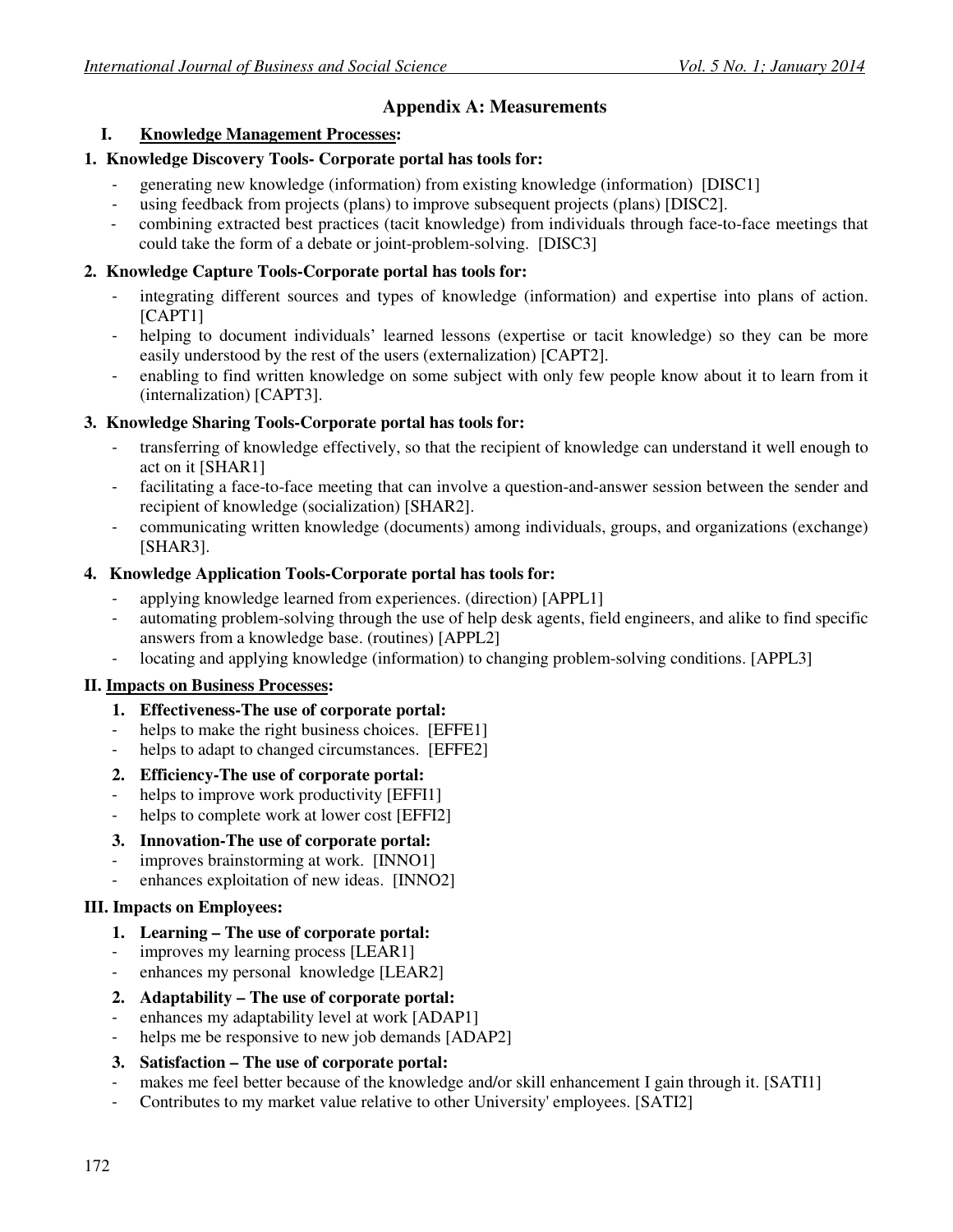## Appendix A: Measurements

### I. Knowledge Management Processes:

**1. Knowledge Discovery Tools- Corporate portal has tools for:**

- generating new knowledge (information) from existing knowledge (information) [DISC1]
- using feedback from projects (plans) to improve subsequent projects (plans) [DISC2].
- combining extracted best practices (tacit knowledge) from individuals through face-to-face meetings that could take the form of a debate or joint-problem-solving. [DISC3]

**2. Knowledge Capture Tools-Corporate portal has tools for:**

- integrating different sources and types of knowledge (information) and expertise into plans of action. [CAPT1]
- helping to document individuals' learned lessons (expertise or tacit knowledge) so they can be more easily understood by the rest of the users (externalization) [CAPT2].
- enabling to find written knowledge on some subject with only few people know about it to learn from it (internalization) [CAPT3].

**3. Knowledge Sharing Tools-Corporate portal has tools for:**

- transferring of knowledge effectively, so that the recipient of knowledge can understand it well enough to act on it [SHAR1]
- facilitating a face-to-face meeting that can involve a question-and-answer session between the sender and recipient of knowledge (socialization) [SHAR2].
- communicating written knowledge (documents) among individuals, groups, and organizations (exchange) [SHAR3].

**4. Knowledge Application Tools-Corporate portal has tools for:**

- applying knowledge learned from experiences. (direction) [APPL1]
- automating problem-solving through the use of help desk agents, field engineers, and alike to find specific answers from a knowledge base. (routines) [APPL2]
- locating and applying knowledge (information) to changing problem-solving conditions. [APPL3]

### II. Impacts on Business Processes:

**1. Effectiveness-The use of corporate portal:**

- helps to make the right business choices. [EFFE1]
- helps to adapt to changed circumstances. [EFFE2]

**2. Efficiency-The use of corporate portal:**

- helps to improve work productivity [EFFI1]
- helps to complete work at lower cost [EFFI2]

**3. Innovation-The use of corporate portal:**

- improves brainstorming at work. [INNO1]
- enhances exploitation of new ideas. [INNO2]

### III. Impacts on Employees:

**1. Learning – The use of corporate portal:**

- improves my learning process [LEAR1]
- enhances my personal knowledge [LEAR2]

**2. Adaptability – The use of corporate portal:**

- enhances my adaptability level at work [ADAP1]
- helps me be responsive to new job demands [ADAP2]

**3. Satisfaction – The use of corporate portal:**

- makes me feel better because of the knowledge and/or skill enhancement I gain through it. [SATI1]
- Contributes to my market value relative to other University' employees. [SATI2]